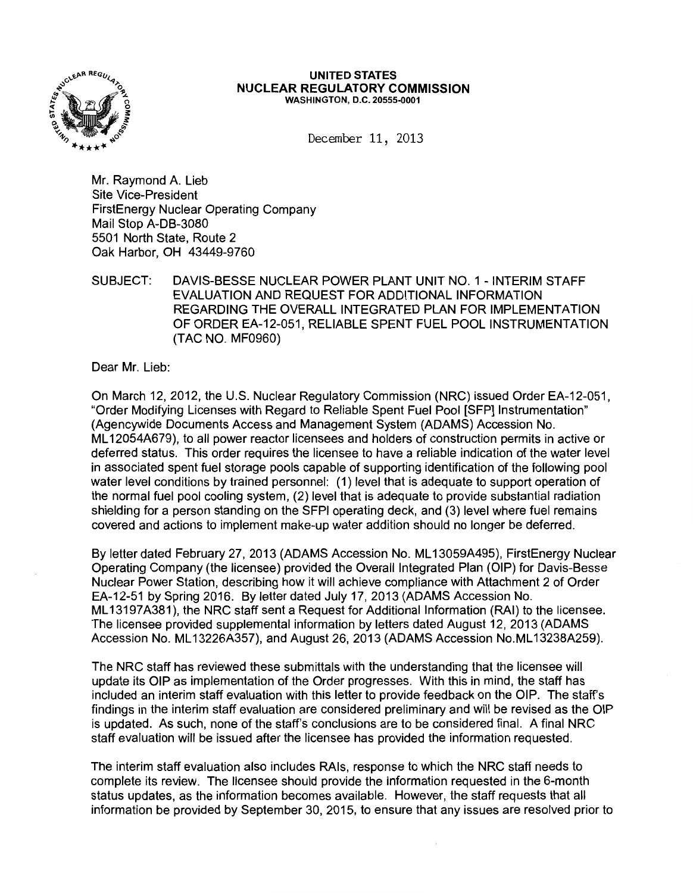**UNITED STATES**
**NUCLEAR REGULATORY COMMISSION**
WASHINGTON, D.C. 20555-0001

December 11, 2013

Mr. Raymond A. Lieb
Site Vice-President
FirstEnergy Nuclear Operating Company
Mail Stop A-DB-3080
5501 North State, Route 2
Oak Harbor, OH 43449-9760

SUBJECT: DAVIS-BESSE NUCLEAR POWER PLANT UNIT NO. 1 - INTERIM STAFF EVALUATION AND REQUEST FOR ADDITIONAL INFORMATION REGARDING THE OVERALL INTEGRATED PLAN FOR IMPLEMENTATION OF ORDER EA-12-051, RELIABLE SPENT FUEL POOL INSTRUMENTATION (TAC NO. MF0960)

Dear Mr. Lieb:

On March 12, 2012, the U.S. Nuclear Regulatory Commission (NRC) issued Order EA-12-051, "Order Modifying Licenses with Regard to Reliable Spent Fuel Pool [SFP] Instrumentation" (Agencywide Documents Access and Management System (ADAMS) Accession No. ML12054A679), to all power reactor licensees and holders of construction permits in active or deferred status. This order requires the licensee to have a reliable indication of the water level in associated spent fuel storage pools capable of supporting identification of the following pool water level conditions by trained personnel: (1) level that is adequate to support operation of the normal fuel pool cooling system, (2) level that is adequate to provide substantial radiation shielding for a person standing on the SFPI operating deck, and (3) level where fuel remains covered and actions to implement make-up water addition should no longer be deferred.

By letter dated February 27, 2013 (ADAMS Accession No. ML13059A495), FirstEnergy Nuclear Operating Company (the licensee) provided the Overall Integrated Plan (OIP) for Davis-Besse Nuclear Power Station, describing how it will achieve compliance with Attachment 2 of Order EA-12-51 by Spring 2016. By letter dated July 17, 2013 (ADAMS Accession No. ML13197A381), the NRC staff sent a Request for Additional Information (RAI) to the licensee. The licensee provided supplemental information by letters dated August 12, 2013 (ADAMS Accession No. ML13226A357), and August 26, 2013 (ADAMS Accession No.ML13238A259).

The NRC staff has reviewed these submittals with the understanding that the licensee will update its OIP as implementation of the Order progresses. With this in mind, the staff has included an interim staff evaluation with this letter to provide feedback on the OIP. The staff's findings in the interim staff evaluation are considered preliminary and will be revised as the OIP is updated. As such, none of the staff's conclusions are to be considered final. A final NRC staff evaluation will be issued after the licensee has provided the information requested.

The interim staff evaluation also includes RAIs, response to which the NRC staff needs to complete its review. The licensee should provide the information requested in the 6-month status updates, as the information becomes available. However, the staff requests that all information be provided by September 30, 2015, to ensure that any issues are resolved prior to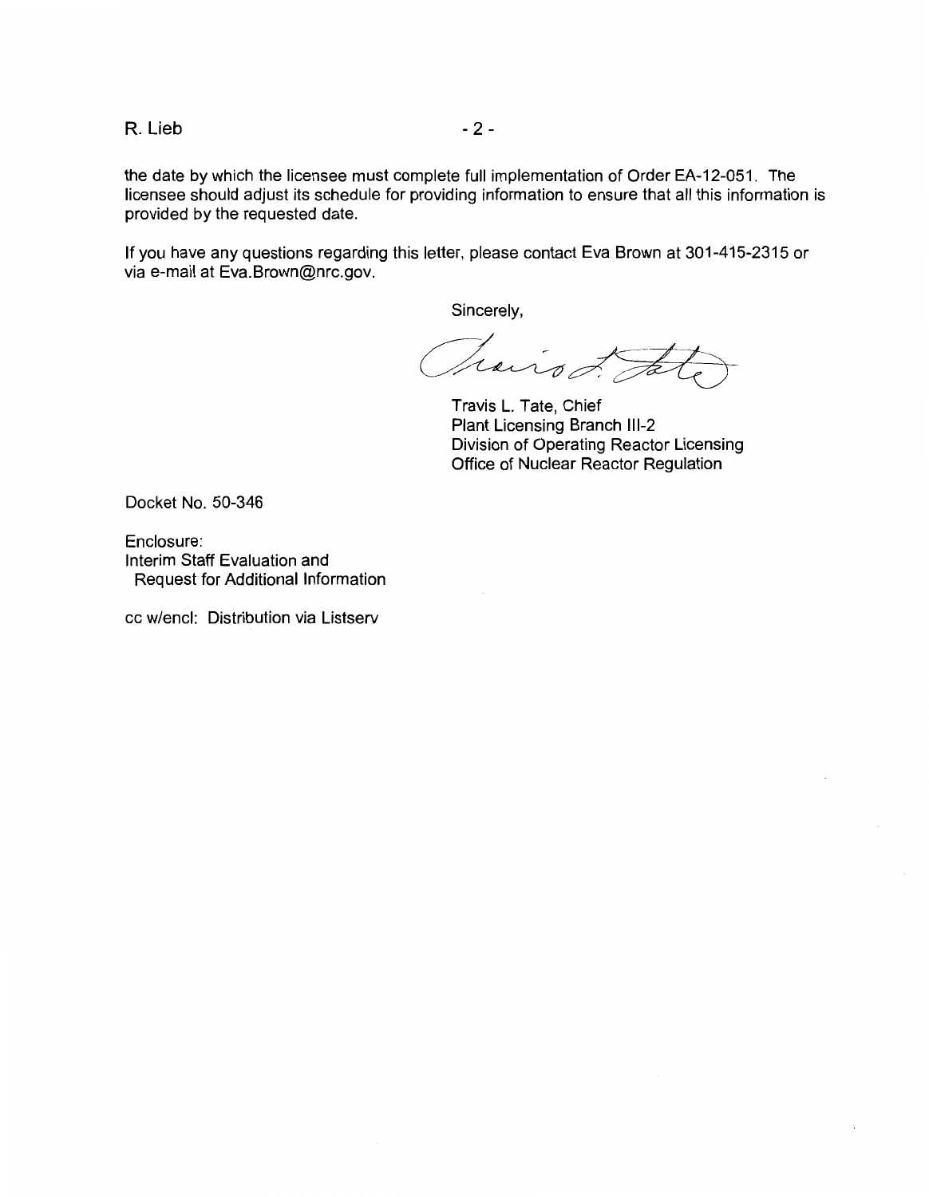the date by which the licensee must complete full implementation of Order EA-12-051. The licensee should adjust its schedule for providing information to ensure that all this information is provided by the requested date.

If you have any questions regarding this letter, please contact Eva Brown at 301-415-2315 or via e-mail at Eva.Brown@nrc.gov.

Sincerely,

Travis L. Tate, Chief
Plant Licensing Branch III-2
Division of Operating Reactor Licensing
Office of Nuclear Reactor Regulation

Docket No. 50-346

Enclosure:
Interim Staff Evaluation and
Request for Additional Information

cc w/encl: Distribution via Listserv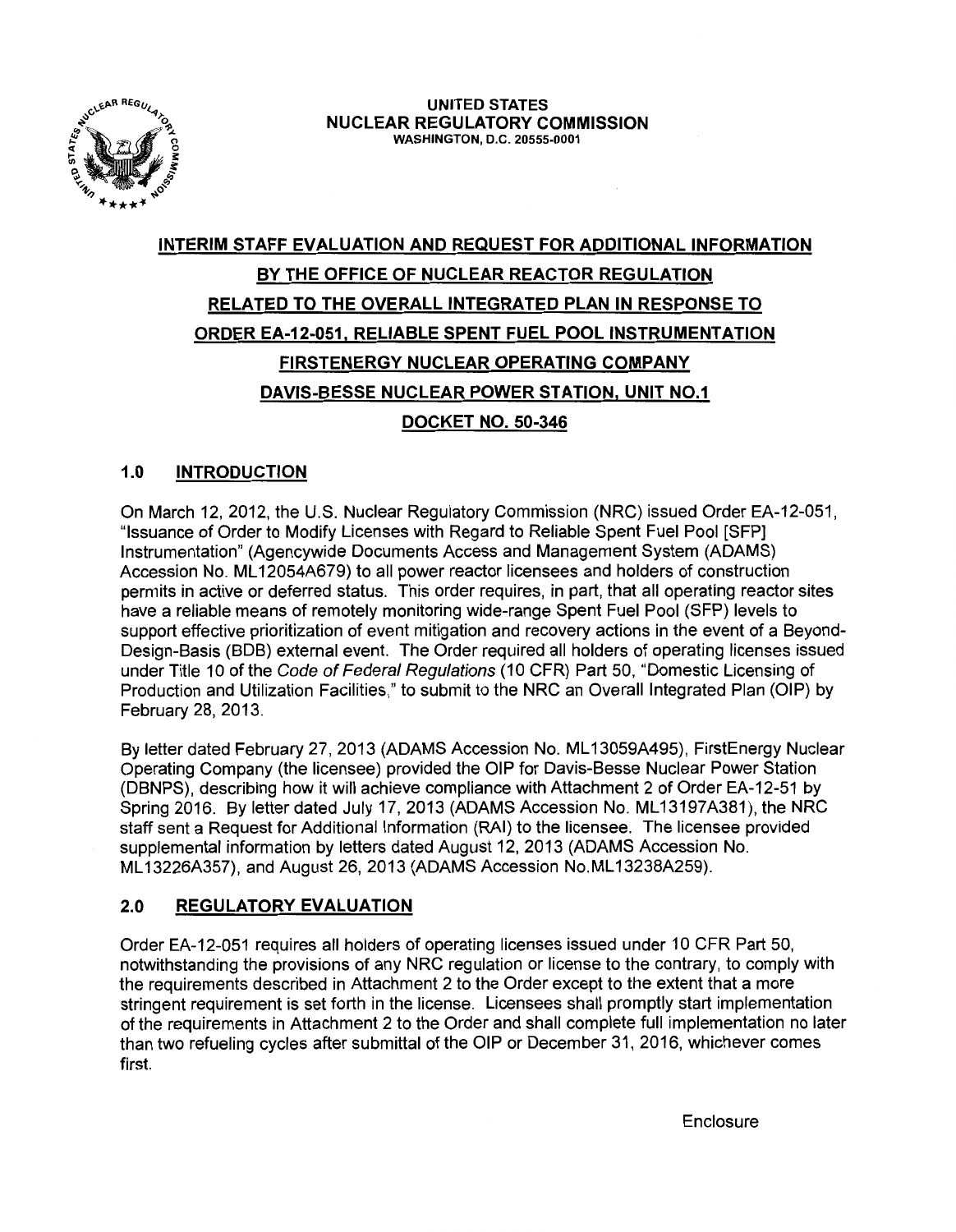UNITED STATES
NUCLEAR REGULATORY COMMISSION
WASHINGTON, D.C. 20555-0001

# INTERIM STAFF EVALUATION AND REQUEST FOR ADDITIONAL INFORMATION BY THE OFFICE OF NUCLEAR REACTOR REGULATION RELATED TO THE OVERALL INTEGRATED PLAN IN RESPONSE TO ORDER EA-12-051, RELIABLE SPENT FUEL POOL INSTRUMENTATION FIRSTENERGY NUCLEAR OPERATING COMPANY DAVIS-BESSE NUCLEAR POWER STATION, UNIT NO.1 DOCKET NO. 50-346

## 1.0 INTRODUCTION

On March 12, 2012, the U.S. Nuclear Regulatory Commission (NRC) issued Order EA-12-051, "Issuance of Order to Modify Licenses with Regard to Reliable Spent Fuel Pool [SFP] Instrumentation" (Agencywide Documents Access and Management System (ADAMS) Accession No. ML12054A679) to all power reactor licensees and holders of construction permits in active or deferred status. This order requires, in part, that all operating reactor sites have a reliable means of remotely monitoring wide-range Spent Fuel Pool (SFP) levels to support effective prioritization of event mitigation and recovery actions in the event of a Beyond-Design-Basis (BDB) external event. The Order required all holders of operating licenses issued under Title 10 of the *Code of Federal Regulations* (10 CFR) Part 50, "Domestic Licensing of Production and Utilization Facilities," to submit to the NRC an Overall Integrated Plan (OIP) by February 28, 2013.

By letter dated February 27, 2013 (ADAMS Accession No. ML13059A495), FirstEnergy Nuclear Operating Company (the licensee) provided the OIP for Davis-Besse Nuclear Power Station (DBNPS), describing how it will achieve compliance with Attachment 2 of Order EA-12-51 by Spring 2016. By letter dated July 17, 2013 (ADAMS Accession No. ML13197A381), the NRC staff sent a Request for Additional Information (RAI) to the licensee. The licensee provided supplemental information by letters dated August 12, 2013 (ADAMS Accession No. ML13226A357), and August 26, 2013 (ADAMS Accession No.ML13238A259).

## 2.0 REGULATORY EVALUATION

Order EA-12-051 requires all holders of operating licenses issued under 10 CFR Part 50, notwithstanding the provisions of any NRC regulation or license to the contrary, to comply with the requirements described in Attachment 2 to the Order except to the extent that a more stringent requirement is set forth in the license. Licensees shall promptly start implementation of the requirements in Attachment 2 to the Order and shall complete full implementation no later than two refueling cycles after submittal of the OIP or December 31, 2016, whichever comes first.

Enclosure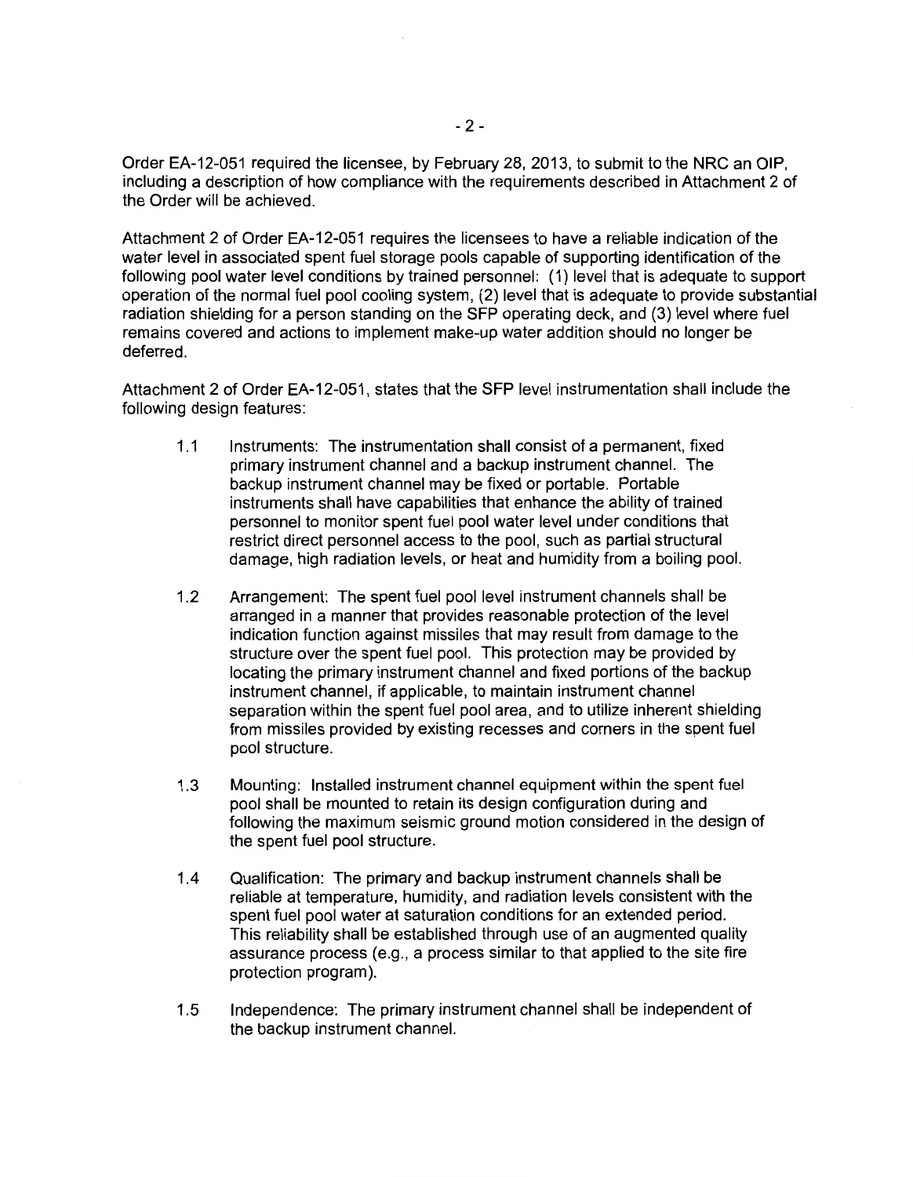Order EA-12-051 required the licensee, by February 28, 2013, to submit to the NRC an OIP, including a description of how compliance with the requirements described in Attachment 2 of the Order will be achieved.

Attachment 2 of Order EA-12-051 requires the licensees to have a reliable indication of the water level in associated spent fuel storage pools capable of supporting identification of the following pool water level conditions by trained personnel: (1) level that is adequate to support operation of the normal fuel pool cooling system, (2) level that is adequate to provide substantial radiation shielding for a person standing on the SFP operating deck, and (3) level where fuel remains covered and actions to implement make-up water addition should no longer be deferred.

Attachment 2 of Order EA-12-051, states that the SFP level instrumentation shall include the following design features:

1.1 Instruments: The instrumentation shall consist of a permanent, fixed primary instrument channel and a backup instrument channel. The backup instrument channel may be fixed or portable. Portable instruments shall have capabilities that enhance the ability of trained personnel to monitor spent fuel pool water level under conditions that restrict direct personnel access to the pool, such as partial structural damage, high radiation levels, or heat and humidity from a boiling pool.

1.2 Arrangement: The spent fuel pool level instrument channels shall be arranged in a manner that provides reasonable protection of the level indication function against missiles that may result from damage to the structure over the spent fuel pool. This protection may be provided by locating the primary instrument channel and fixed portions of the backup instrument channel, if applicable, to maintain instrument channel separation within the spent fuel pool area, and to utilize inherent shielding from missiles provided by existing recesses and corners in the spent fuel pool structure.

1.3 Mounting: Installed instrument channel equipment within the spent fuel pool shall be mounted to retain its design configuration during and following the maximum seismic ground motion considered in the design of the spent fuel pool structure.

1.4 Qualification: The primary and backup instrument channels shall be reliable at temperature, humidity, and radiation levels consistent with the spent fuel pool water at saturation conditions for an extended period. This reliability shall be established through use of an augmented quality assurance process (e.g., a process similar to that applied to the site fire protection program).

1.5 Independence: The primary instrument channel shall be independent of the backup instrument channel.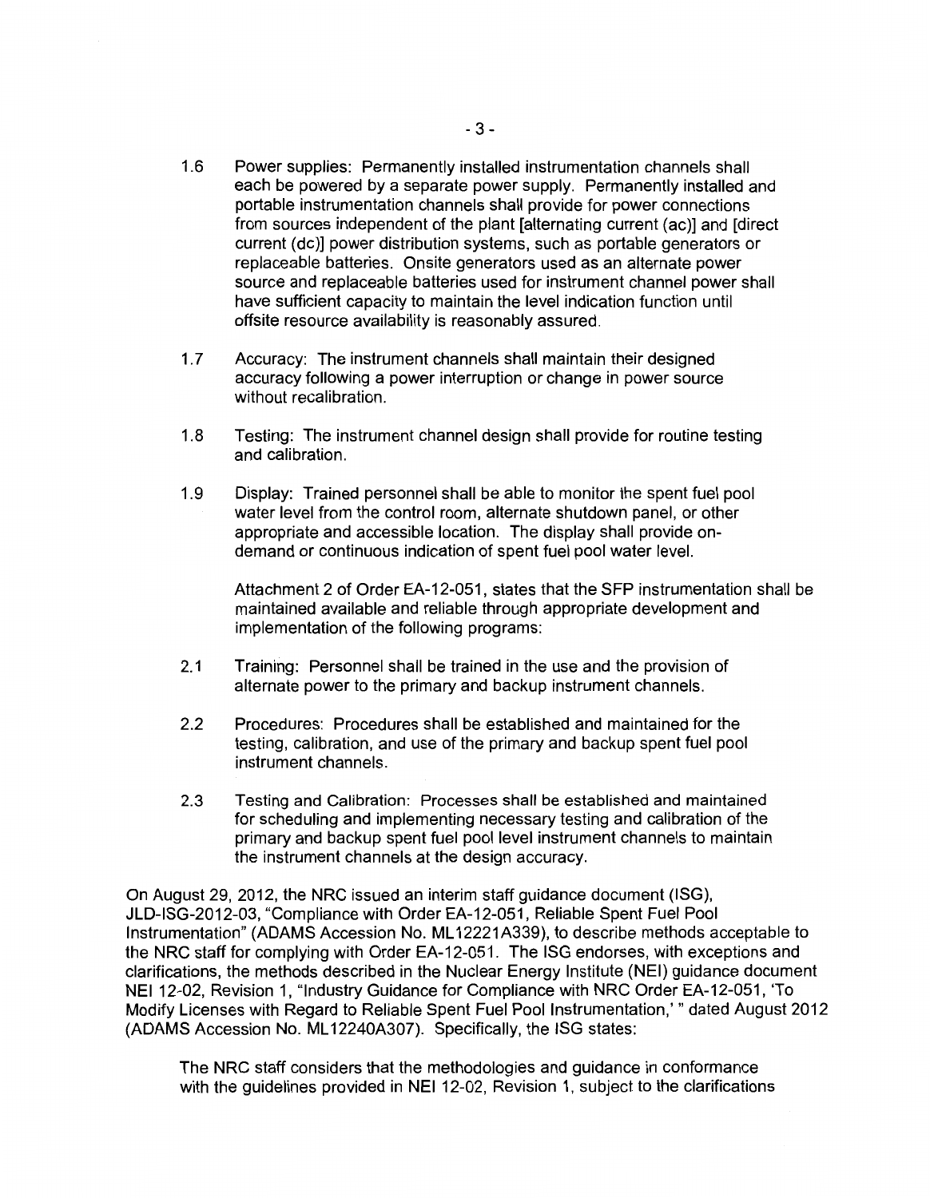1.6 Power supplies: Permanently installed instrumentation channels shall each be powered by a separate power supply. Permanently installed and portable instrumentation channels shall provide for power connections from sources independent of the plant [alternating current (ac)] and [direct current (dc)] power distribution systems, such as portable generators or replaceable batteries. Onsite generators used as an alternate power source and replaceable batteries used for instrument channel power shall have sufficient capacity to maintain the level indication function until offsite resource availability is reasonably assured.

1.7 Accuracy: The instrument channels shall maintain their designed accuracy following a power interruption or change in power source without recalibration.

1.8 Testing: The instrument channel design shall provide for routine testing and calibration.

1.9 Display: Trained personnel shall be able to monitor the spent fuel pool water level from the control room, alternate shutdown panel, or other appropriate and accessible location. The display shall provide on-demand or continuous indication of spent fuel pool water level.

Attachment 2 of Order EA-12-051, states that the SFP instrumentation shall be maintained available and reliable through appropriate development and implementation of the following programs:

2.1 Training: Personnel shall be trained in the use and the provision of alternate power to the primary and backup instrument channels.

2.2 Procedures: Procedures shall be established and maintained for the testing, calibration, and use of the primary and backup spent fuel pool instrument channels.

2.3 Testing and Calibration: Processes shall be established and maintained for scheduling and implementing necessary testing and calibration of the primary and backup spent fuel pool level instrument channels to maintain the instrument channels at the design accuracy.

On August 29, 2012, the NRC issued an interim staff guidance document (ISG), JLD-ISG-2012-03, "Compliance with Order EA-12-051, Reliable Spent Fuel Pool Instrumentation" (ADAMS Accession No. ML12221A339), to describe methods acceptable to the NRC staff for complying with Order EA-12-051. The ISG endorses, with exceptions and clarifications, the methods described in the Nuclear Energy Institute (NEI) guidance document NEI 12-02, Revision 1, "Industry Guidance for Compliance with NRC Order EA-12-051, 'To Modify Licenses with Regard to Reliable Spent Fuel Pool Instrumentation,' " dated August 2012 (ADAMS Accession No. ML12240A307). Specifically, the ISG states:

The NRC staff considers that the methodologies and guidance in conformance with the guidelines provided in NEI 12-02, Revision 1, subject to the clarifications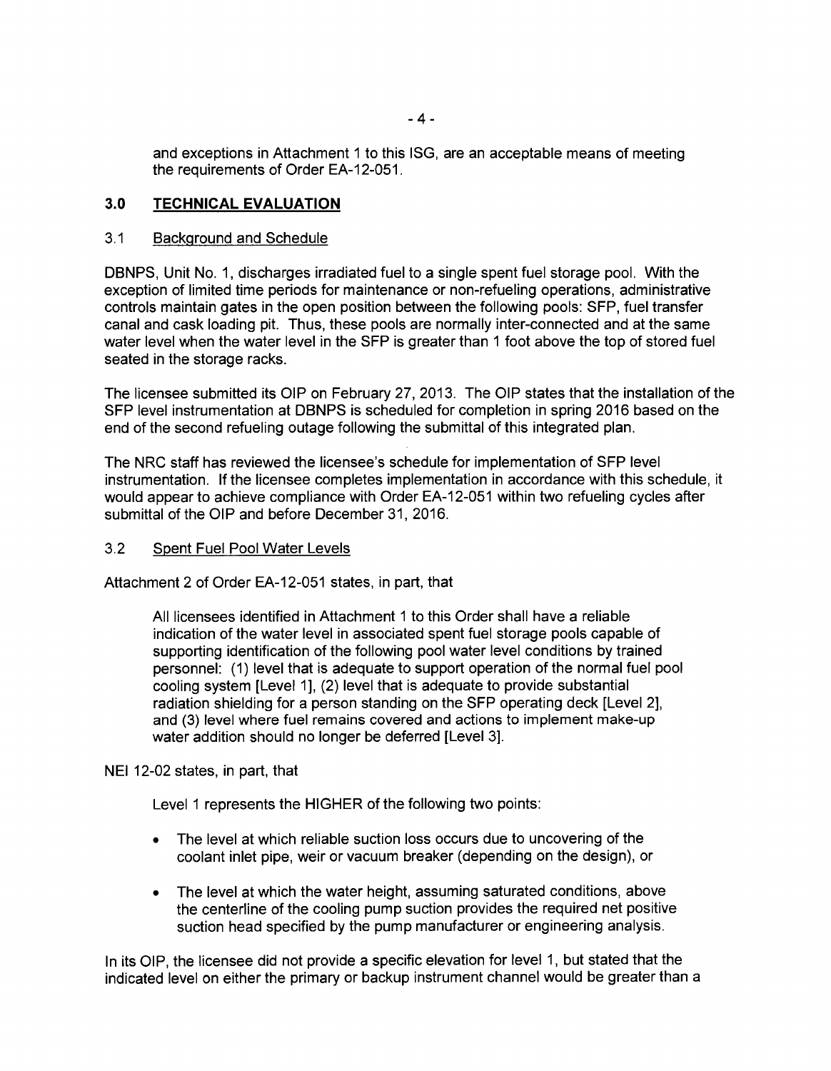and exceptions in Attachment 1 to this ISG, are an acceptable means of meeting the requirements of Order EA-12-051.

## 3.0 TECHNICAL EVALUATION

### 3.1 Background and Schedule

DBNPS, Unit No. 1, discharges irradiated fuel to a single spent fuel storage pool. With the exception of limited time periods for maintenance or non-refueling operations, administrative controls maintain gates in the open position between the following pools: SFP, fuel transfer canal and cask loading pit. Thus, these pools are normally inter-connected and at the same water level when the water level in the SFP is greater than 1 foot above the top of stored fuel seated in the storage racks.

The licensee submitted its OIP on February 27, 2013. The OIP states that the installation of the SFP level instrumentation at DBNPS is scheduled for completion in spring 2016 based on the end of the second refueling outage following the submittal of this integrated plan.

The NRC staff has reviewed the licensee's schedule for implementation of SFP level instrumentation. If the licensee completes implementation in accordance with this schedule, it would appear to achieve compliance with Order EA-12-051 within two refueling cycles after submittal of the OIP and before December 31, 2016.

### 3.2 Spent Fuel Pool Water Levels

Attachment 2 of Order EA-12-051 states, in part, that

> All licensees identified in Attachment 1 to this Order shall have a reliable indication of the water level in associated spent fuel storage pools capable of supporting identification of the following pool water level conditions by trained personnel: (1) level that is adequate to support operation of the normal fuel pool cooling system [Level 1], (2) level that is adequate to provide substantial radiation shielding for a person standing on the SFP operating deck [Level 2], and (3) level where fuel remains covered and actions to implement make-up water addition should no longer be deferred [Level 3].

NEI 12-02 states, in part, that

> Level 1 represents the HIGHER of the following two points:
>
> - The level at which reliable suction loss occurs due to uncovering of the coolant inlet pipe, weir or vacuum breaker (depending on the design), or
> - The level at which the water height, assuming saturated conditions, above the centerline of the cooling pump suction provides the required net positive suction head specified by the pump manufacturer or engineering analysis.

In its OIP, the licensee did not provide a specific elevation for level 1, but stated that the indicated level on either the primary or backup instrument channel would be greater than a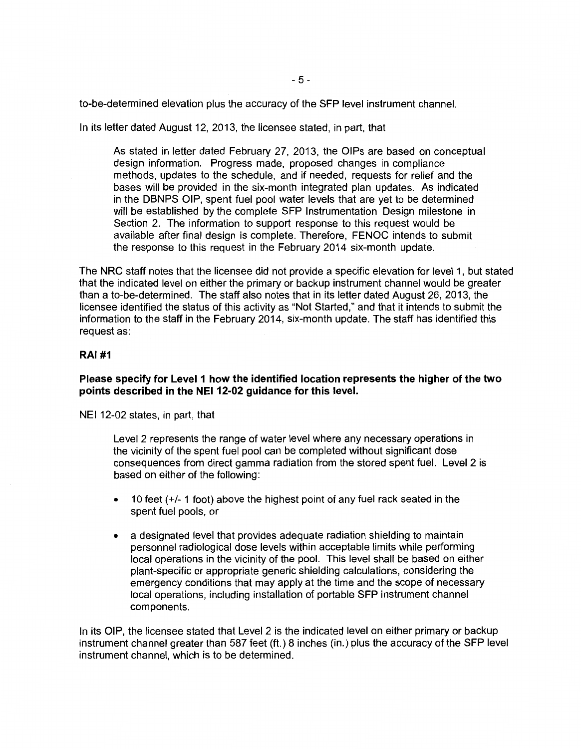to-be-determined elevation plus the accuracy of the SFP level instrument channel.

In its letter dated August 12, 2013, the licensee stated, in part, that

> As stated in letter dated February 27, 2013, the OIPs are based on conceptual design information. Progress made, proposed changes in compliance methods, updates to the schedule, and if needed, requests for relief and the bases will be provided in the six-month integrated plan updates. As indicated in the DBNPS OIP, spent fuel pool water levels that are yet to be determined will be established by the complete SFP Instrumentation Design milestone in Section 2. The information to support response to this request would be available after final design is complete. Therefore, FENOC intends to submit the response to this request in the February 2014 six-month update.

The NRC staff notes that the licensee did not provide a specific elevation for level 1, but stated that the indicated level on either the primary or backup instrument channel would be greater than a to-be-determined. The staff also notes that in its letter dated August 26, 2013, the licensee identified the status of this activity as "Not Started," and that it intends to submit the information to the staff in the February 2014, six-month update. The staff has identified this request as:

**RAI #1**

**Please specify for Level 1 how the identified location represents the higher of the two points described in the NEI 12-02 guidance for this level.**

NEI 12-02 states, in part, that

> Level 2 represents the range of water level where any necessary operations in the vicinity of the spent fuel pool can be completed without significant dose consequences from direct gamma radiation from the stored spent fuel. Level 2 is based on either of the following:
>
> - 10 feet (+/- 1 foot) above the highest point of any fuel rack seated in the spent fuel pools, or
> - a designated level that provides adequate radiation shielding to maintain personnel radiological dose levels within acceptable limits while performing local operations in the vicinity of the pool. This level shall be based on either plant-specific or appropriate generic shielding calculations, considering the emergency conditions that may apply at the time and the scope of necessary local operations, including installation of portable SFP instrument channel components.

In its OIP, the licensee stated that Level 2 is the indicated level on either primary or backup instrument channel greater than 587 feet (ft.) 8 inches (in.) plus the accuracy of the SFP level instrument channel, which is to be determined.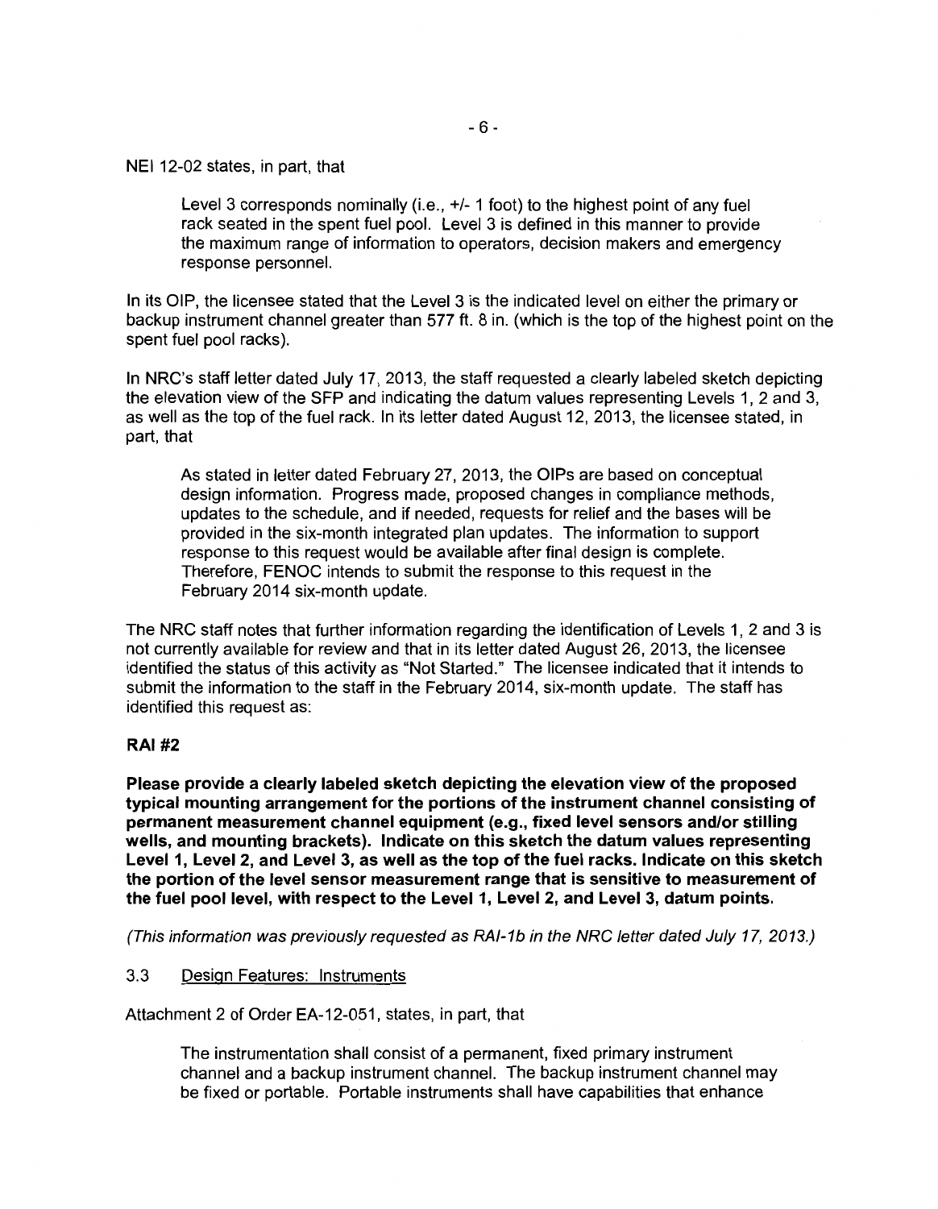NEI 12-02 states, in part, that

> Level 3 corresponds nominally (i.e., +/- 1 foot) to the highest point of any fuel rack seated in the spent fuel pool. Level 3 is defined in this manner to provide the maximum range of information to operators, decision makers and emergency response personnel.

In its OIP, the licensee stated that the Level 3 is the indicated level on either the primary or backup instrument channel greater than 577 ft. 8 in. (which is the top of the highest point on the spent fuel pool racks).

In NRC's staff letter dated July 17, 2013, the staff requested a clearly labeled sketch depicting the elevation view of the SFP and indicating the datum values representing Levels 1, 2 and 3, as well as the top of the fuel rack. In its letter dated August 12, 2013, the licensee stated, in part, that

> As stated in letter dated February 27, 2013, the OIPs are based on conceptual design information. Progress made, proposed changes in compliance methods, updates to the schedule, and if needed, requests for relief and the bases will be provided in the six-month integrated plan updates. The information to support response to this request would be available after final design is complete. Therefore, FENOC intends to submit the response to this request in the February 2014 six-month update.

The NRC staff notes that further information regarding the identification of Levels 1, 2 and 3 is not currently available for review and that in its letter dated August 26, 2013, the licensee identified the status of this activity as "Not Started." The licensee indicated that it intends to submit the information to the staff in the February 2014, six-month update. The staff has identified this request as:

**RAI #2**

**Please provide a clearly labeled sketch depicting the elevation view of the proposed typical mounting arrangement for the portions of the instrument channel consisting of permanent measurement channel equipment (e.g., fixed level sensors and/or stilling wells, and mounting brackets). Indicate on this sketch the datum values representing Level 1, Level 2, and Level 3, as well as the top of the fuel racks. Indicate on this sketch the portion of the level sensor measurement range that is sensitive to measurement of the fuel pool level, with respect to the Level 1, Level 2, and Level 3, datum points.**

*(This information was previously requested as RAI-1b in the NRC letter dated July 17, 2013.)*

3.3 Design Features: Instruments

Attachment 2 of Order EA-12-051, states, in part, that

> The instrumentation shall consist of a permanent, fixed primary instrument channel and a backup instrument channel. The backup instrument channel may be fixed or portable. Portable instruments shall have capabilities that enhance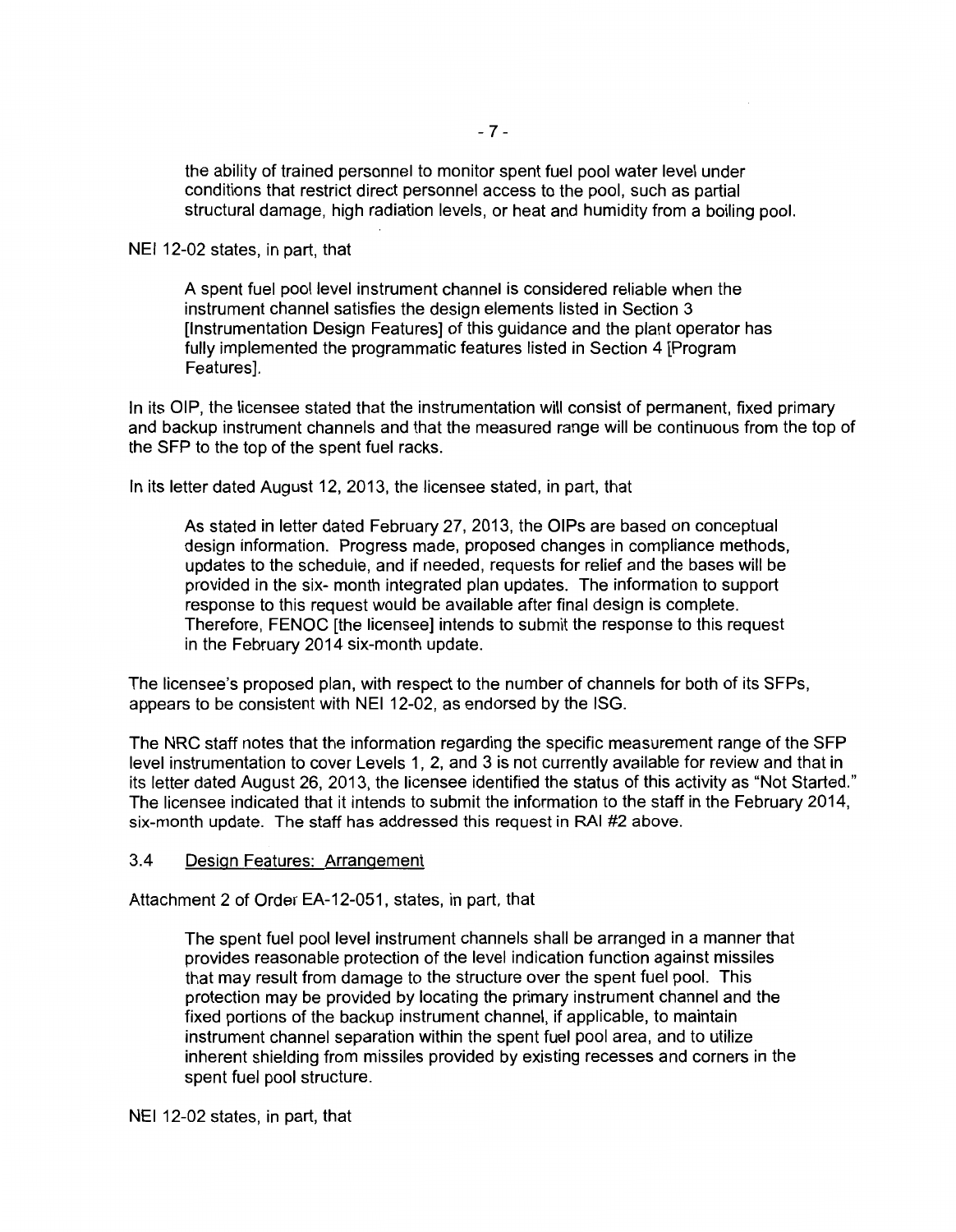the ability of trained personnel to monitor spent fuel pool water level under conditions that restrict direct personnel access to the pool, such as partial structural damage, high radiation levels, or heat and humidity from a boiling pool.

NEI 12-02 states, in part, that

> A spent fuel pool level instrument channel is considered reliable when the instrument channel satisfies the design elements listed in Section 3 [Instrumentation Design Features] of this guidance and the plant operator has fully implemented the programmatic features listed in Section 4 [Program Features].

In its OIP, the licensee stated that the instrumentation will consist of permanent, fixed primary and backup instrument channels and that the measured range will be continuous from the top of the SFP to the top of the spent fuel racks.

In its letter dated August 12, 2013, the licensee stated, in part, that

> As stated in letter dated February 27, 2013, the OIPs are based on conceptual design information. Progress made, proposed changes in compliance methods, updates to the schedule, and if needed, requests for relief and the bases will be provided in the six- month integrated plan updates. The information to support response to this request would be available after final design is complete. Therefore, FENOC [the licensee] intends to submit the response to this request in the February 2014 six-month update.

The licensee's proposed plan, with respect to the number of channels for both of its SFPs, appears to be consistent with NEI 12-02, as endorsed by the ISG.

The NRC staff notes that the information regarding the specific measurement range of the SFP level instrumentation to cover Levels 1, 2, and 3 is not currently available for review and that in its letter dated August 26, 2013, the licensee identified the status of this activity as "Not Started." The licensee indicated that it intends to submit the information to the staff in the February 2014, six-month update. The staff has addressed this request in RAI #2 above.

### 3.4 Design Features: Arrangement

Attachment 2 of Order EA-12-051, states, in part, that

> The spent fuel pool level instrument channels shall be arranged in a manner that provides reasonable protection of the level indication function against missiles that may result from damage to the structure over the spent fuel pool. This protection may be provided by locating the primary instrument channel and the fixed portions of the backup instrument channel, if applicable, to maintain instrument channel separation within the spent fuel pool area, and to utilize inherent shielding from missiles provided by existing recesses and corners in the spent fuel pool structure.

NEI 12-02 states, in part, that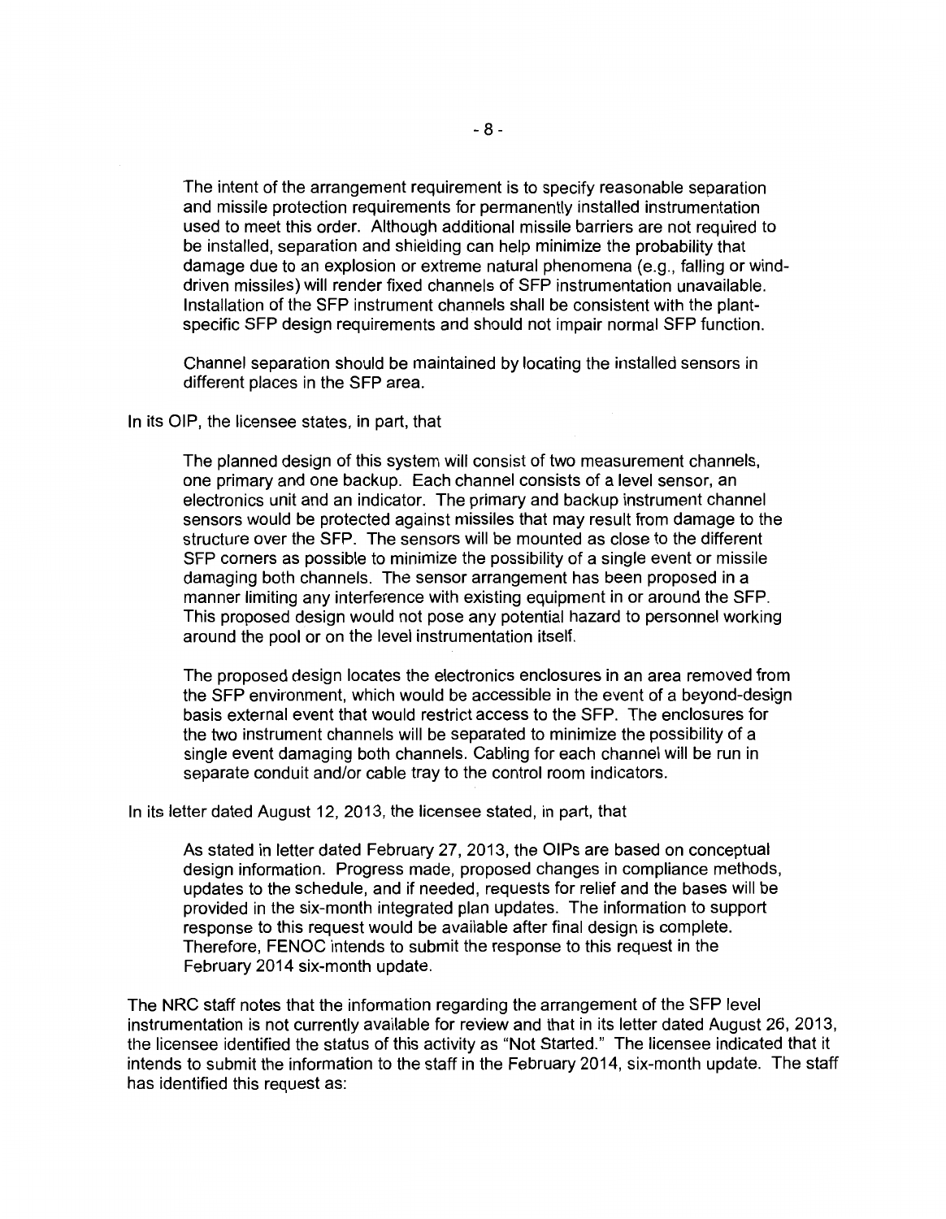> The intent of the arrangement requirement is to specify reasonable separation and missile protection requirements for permanently installed instrumentation used to meet this order. Although additional missile barriers are not required to be installed, separation and shielding can help minimize the probability that damage due to an explosion or extreme natural phenomena (e.g., falling or wind-driven missiles) will render fixed channels of SFP instrumentation unavailable. Installation of the SFP instrument channels shall be consistent with the plant-specific SFP design requirements and should not impair normal SFP function.
>
> Channel separation should be maintained by locating the installed sensors in different places in the SFP area.

In its OIP, the licensee states, in part, that

> The planned design of this system will consist of two measurement channels, one primary and one backup. Each channel consists of a level sensor, an electronics unit and an indicator. The primary and backup instrument channel sensors would be protected against missiles that may result from damage to the structure over the SFP. The sensors will be mounted as close to the different SFP corners as possible to minimize the possibility of a single event or missile damaging both channels. The sensor arrangement has been proposed in a manner limiting any interference with existing equipment in or around the SFP. This proposed design would not pose any potential hazard to personnel working around the pool or on the level instrumentation itself.
>
> The proposed design locates the electronics enclosures in an area removed from the SFP environment, which would be accessible in the event of a beyond-design basis external event that would restrict access to the SFP. The enclosures for the two instrument channels will be separated to minimize the possibility of a single event damaging both channels. Cabling for each channel will be run in separate conduit and/or cable tray to the control room indicators.

In its letter dated August 12, 2013, the licensee stated, in part, that

> As stated in letter dated February 27, 2013, the OIPs are based on conceptual design information. Progress made, proposed changes in compliance methods, updates to the schedule, and if needed, requests for relief and the bases will be provided in the six-month integrated plan updates. The information to support response to this request would be available after final design is complete. Therefore, FENOC intends to submit the response to this request in the February 2014 six-month update.

The NRC staff notes that the information regarding the arrangement of the SFP level instrumentation is not currently available for review and that in its letter dated August 26, 2013, the licensee identified the status of this activity as "Not Started." The licensee indicated that it intends to submit the information to the staff in the February 2014, six-month update. The staff has identified this request as: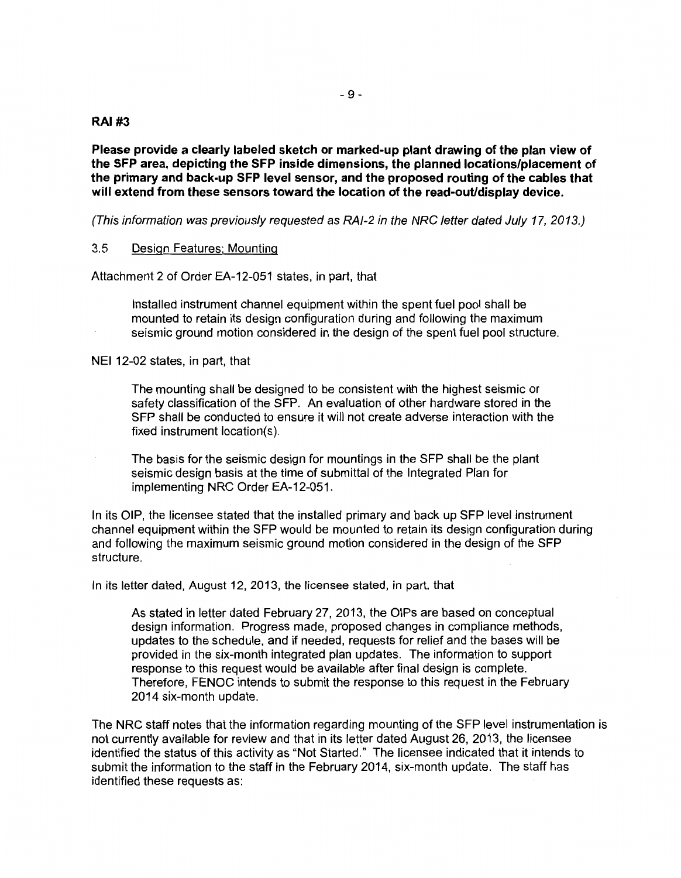**RAI #3**

**Please provide a clearly labeled sketch or marked-up plant drawing of the plan view of the SFP area, depicting the SFP inside dimensions, the planned locations/placement of the primary and back-up SFP level sensor, and the proposed routing of the cables that will extend from these sensors toward the location of the read-out/display device.**

*(This information was previously requested as RAI-2 in the NRC letter dated July 17, 2013.)*

3.5 Design Features: Mounting

Attachment 2 of Order EA-12-051 states, in part, that

> Installed instrument channel equipment within the spent fuel pool shall be mounted to retain its design configuration during and following the maximum seismic ground motion considered in the design of the spent fuel pool structure.

NEI 12-02 states, in part, that

> The mounting shall be designed to be consistent with the highest seismic or safety classification of the SFP. An evaluation of other hardware stored in the SFP shall be conducted to ensure it will not create adverse interaction with the fixed instrument location(s).
>
> The basis for the seismic design for mountings in the SFP shall be the plant seismic design basis at the time of submittal of the Integrated Plan for implementing NRC Order EA-12-051.

In its OIP, the licensee stated that the installed primary and back up SFP level instrument channel equipment within the SFP would be mounted to retain its design configuration during and following the maximum seismic ground motion considered in the design of the SFP structure.

In its letter dated, August 12, 2013, the licensee stated, in part, that

> As stated in letter dated February 27, 2013, the OIPs are based on conceptual design information. Progress made, proposed changes in compliance methods, updates to the schedule, and if needed, requests for relief and the bases will be provided in the six-month integrated plan updates. The information to support response to this request would be available after final design is complete. Therefore, FENOC intends to submit the response to this request in the February 2014 six-month update.

The NRC staff notes that the information regarding mounting of the SFP level instrumentation is not currently available for review and that in its letter dated August 26, 2013, the licensee identified the status of this activity as "Not Started." The licensee indicated that it intends to submit the information to the staff in the February 2014, six-month update. The staff has identified these requests as: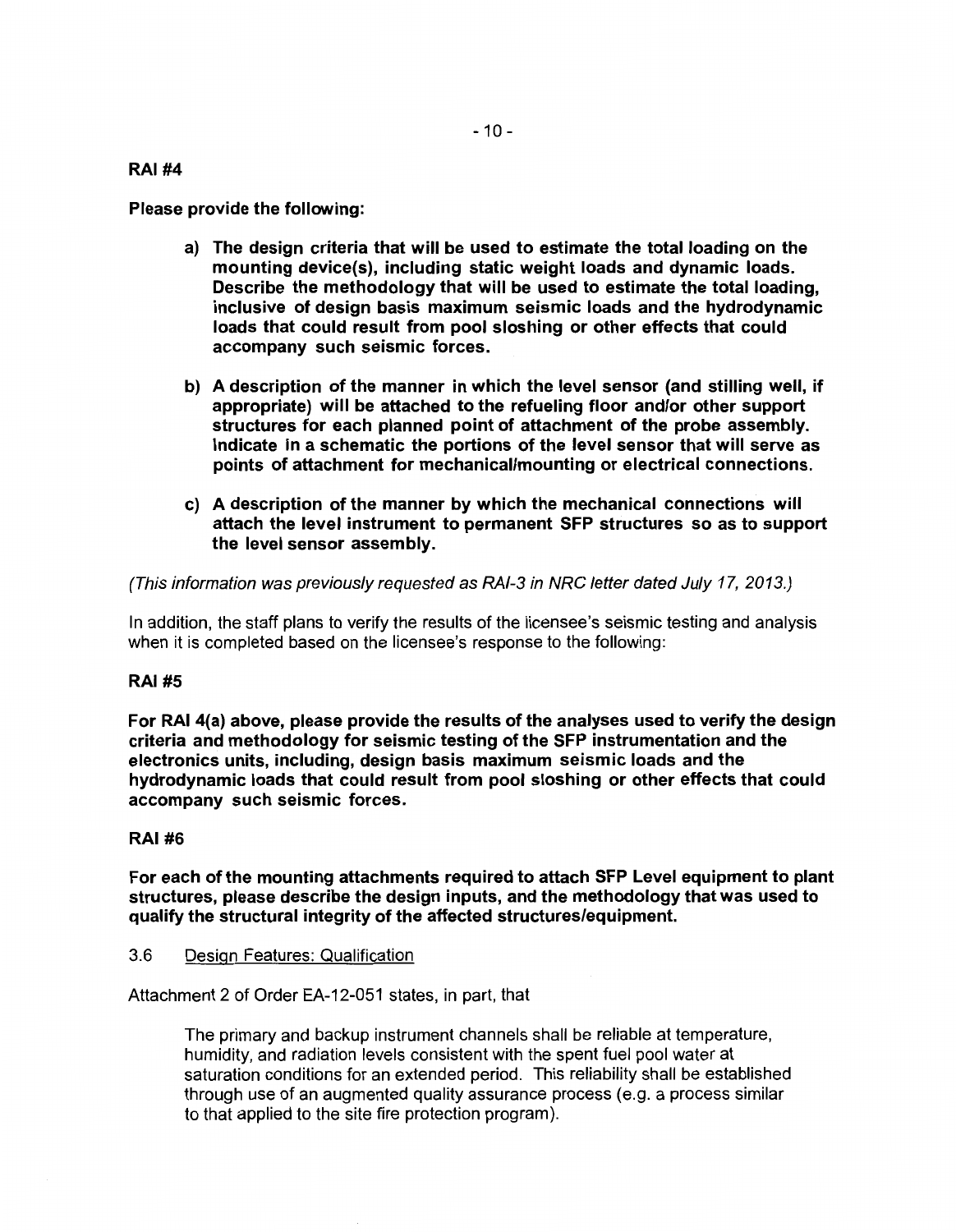**RAI #4**

**Please provide the following:**

- **a) The design criteria that will be used to estimate the total loading on the mounting device(s), including static weight loads and dynamic loads. Describe the methodology that will be used to estimate the total loading, inclusive of design basis maximum seismic loads and the hydrodynamic loads that could result from pool sloshing or other effects that could accompany such seismic forces.**

- **b) A description of the manner in which the level sensor (and stilling well, if appropriate) will be attached to the refueling floor and/or other support structures for each planned point of attachment of the probe assembly. Indicate in a schematic the portions of the level sensor that will serve as points of attachment for mechanical/mounting or electrical connections.**

- **c) A description of the manner by which the mechanical connections will attach the level instrument to permanent SFP structures so as to support the level sensor assembly.**

*(This information was previously requested as RAI-3 in NRC letter dated July 17, 2013.)*

In addition, the staff plans to verify the results of the licensee's seismic testing and analysis when it is completed based on the licensee's response to the following:

**RAI #5**

**For RAI 4(a) above, please provide the results of the analyses used to verify the design criteria and methodology for seismic testing of the SFP instrumentation and the electronics units, including, design basis maximum seismic loads and the hydrodynamic loads that could result from pool sloshing or other effects that could accompany such seismic forces.**

**RAI #6**

**For each of the mounting attachments required to attach SFP Level equipment to plant structures, please describe the design inputs, and the methodology that was used to qualify the structural integrity of the affected structures/equipment.**

3.6 Design Features: Qualification

Attachment 2 of Order EA-12-051 states, in part, that

> The primary and backup instrument channels shall be reliable at temperature, humidity, and radiation levels consistent with the spent fuel pool water at saturation conditions for an extended period. This reliability shall be established through use of an augmented quality assurance process (e.g. a process similar to that applied to the site fire protection program).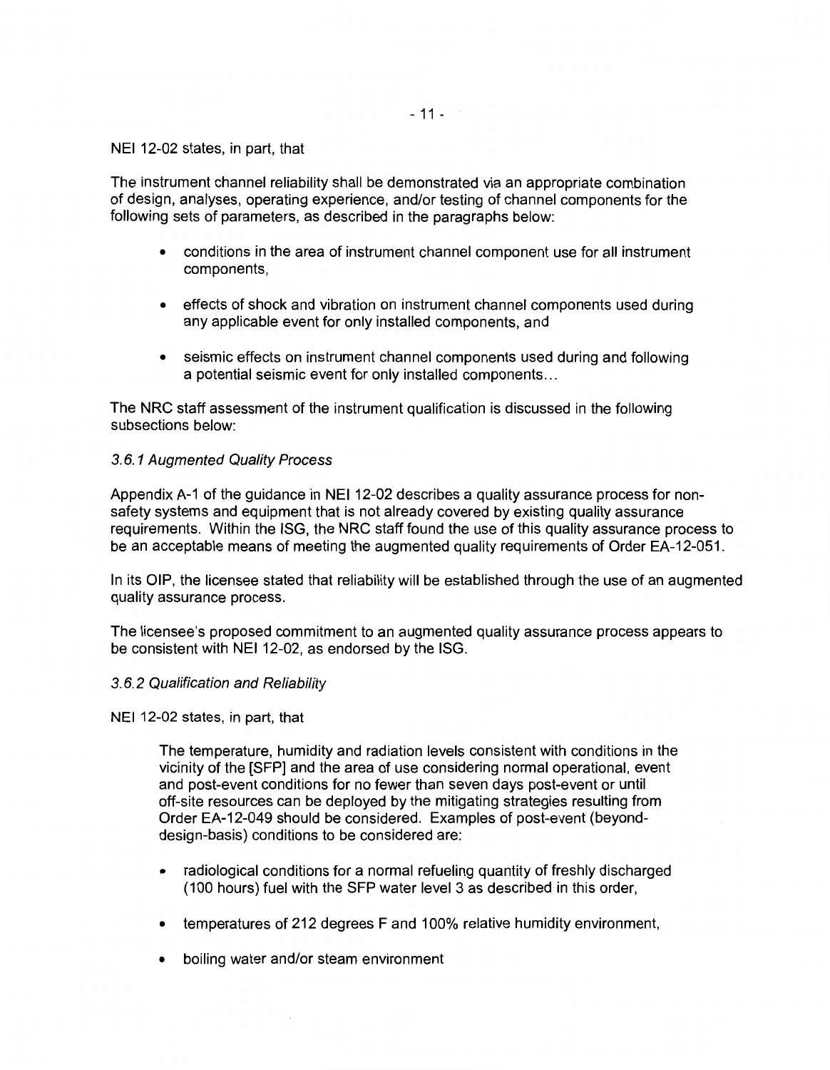NEI 12-02 states, in part, that

The instrument channel reliability shall be demonstrated via an appropriate combination of design, analyses, operating experience, and/or testing of channel components for the following sets of parameters, as described in the paragraphs below:

- conditions in the area of instrument channel component use for all instrument components,
- effects of shock and vibration on instrument channel components used during any applicable event for only installed components, and
- seismic effects on instrument channel components used during and following a potential seismic event for only installed components...

The NRC staff assessment of the instrument qualification is discussed in the following subsections below:

*3.6.1 Augmented Quality Process*

Appendix A-1 of the guidance in NEI 12-02 describes a quality assurance process for non-safety systems and equipment that is not already covered by existing quality assurance requirements. Within the ISG, the NRC staff found the use of this quality assurance process to be an acceptable means of meeting the augmented quality requirements of Order EA-12-051.

In its OIP, the licensee stated that reliability will be established through the use of an augmented quality assurance process.

The licensee's proposed commitment to an augmented quality assurance process appears to be consistent with NEI 12-02, as endorsed by the ISG.

*3.6.2 Qualification and Reliability*

NEI 12-02 states, in part, that

> The temperature, humidity and radiation levels consistent with conditions in the vicinity of the [SFP] and the area of use considering normal operational, event and post-event conditions for no fewer than seven days post-event or until off-site resources can be deployed by the mitigating strategies resulting from Order EA-12-049 should be considered. Examples of post-event (beyond-design-basis) conditions to be considered are:
>
> - radiological conditions for a normal refueling quantity of freshly discharged (100 hours) fuel with the SFP water level 3 as described in this order,
> - temperatures of 212 degrees F and 100% relative humidity environment,
> - boiling water and/or steam environment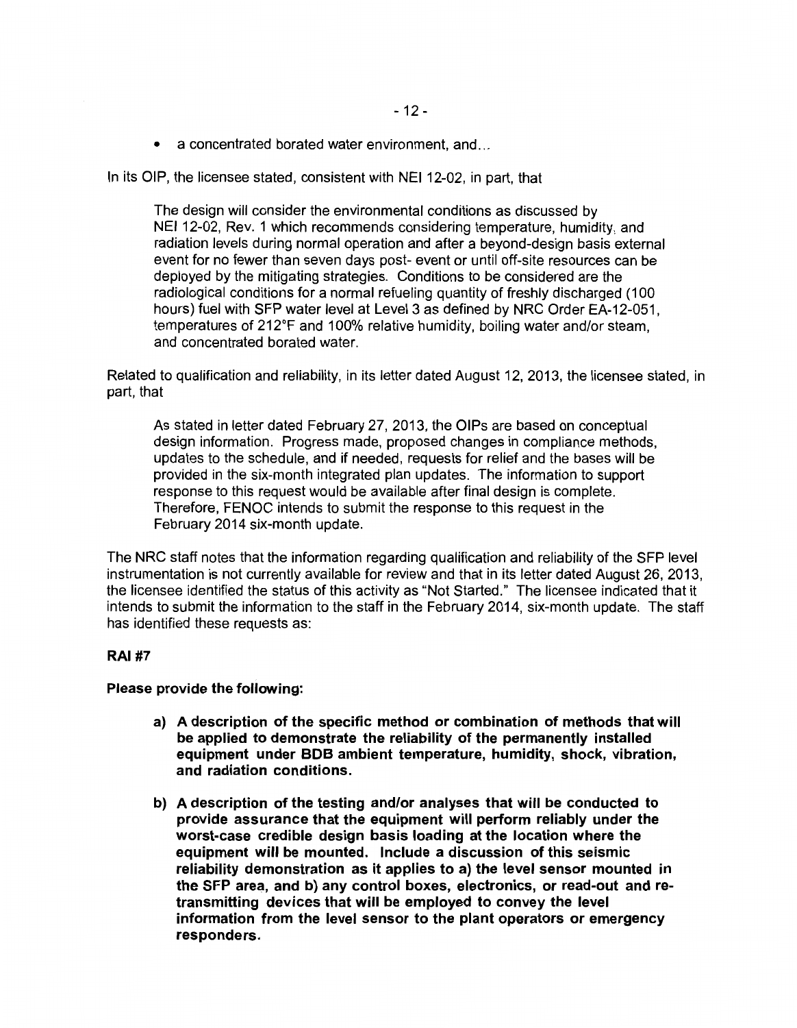- a concentrated borated water environment, and...

In its OIP, the licensee stated, consistent with NEI 12-02, in part, that

> The design will consider the environmental conditions as discussed by NEI 12-02, Rev. 1 which recommends considering temperature, humidity, and radiation levels during normal operation and after a beyond-design basis external event for no fewer than seven days post- event or until off-site resources can be deployed by the mitigating strategies. Conditions to be considered are the radiological conditions for a normal refueling quantity of freshly discharged (100 hours) fuel with SFP water level at Level 3 as defined by NRC Order EA-12-051, temperatures of 212°F and 100% relative humidity, boiling water and/or steam, and concentrated borated water.

Related to qualification and reliability, in its letter dated August 12, 2013, the licensee stated, in part, that

> As stated in letter dated February 27, 2013, the OIPs are based on conceptual design information. Progress made, proposed changes in compliance methods, updates to the schedule, and if needed, requests for relief and the bases will be provided in the six-month integrated plan updates. The information to support response to this request would be available after final design is complete. Therefore, FENOC intends to submit the response to this request in the February 2014 six-month update.

The NRC staff notes that the information regarding qualification and reliability of the SFP level instrumentation is not currently available for review and that in its letter dated August 26, 2013, the licensee identified the status of this activity as "Not Started." The licensee indicated that it intends to submit the information to the staff in the February 2014, six-month update. The staff has identified these requests as:

**RAI #7**

**Please provide the following:**

- **a) A description of the specific method or combination of methods that will be applied to demonstrate the reliability of the permanently installed equipment under BDB ambient temperature, humidity, shock, vibration, and radiation conditions.**
- **b) A description of the testing and/or analyses that will be conducted to provide assurance that the equipment will perform reliably under the worst-case credible design basis loading at the location where the equipment will be mounted. Include a discussion of this seismic reliability demonstration as it applies to a) the level sensor mounted in the SFP area, and b) any control boxes, electronics, or read-out and re-transmitting devices that will be employed to convey the level information from the level sensor to the plant operators or emergency responders.**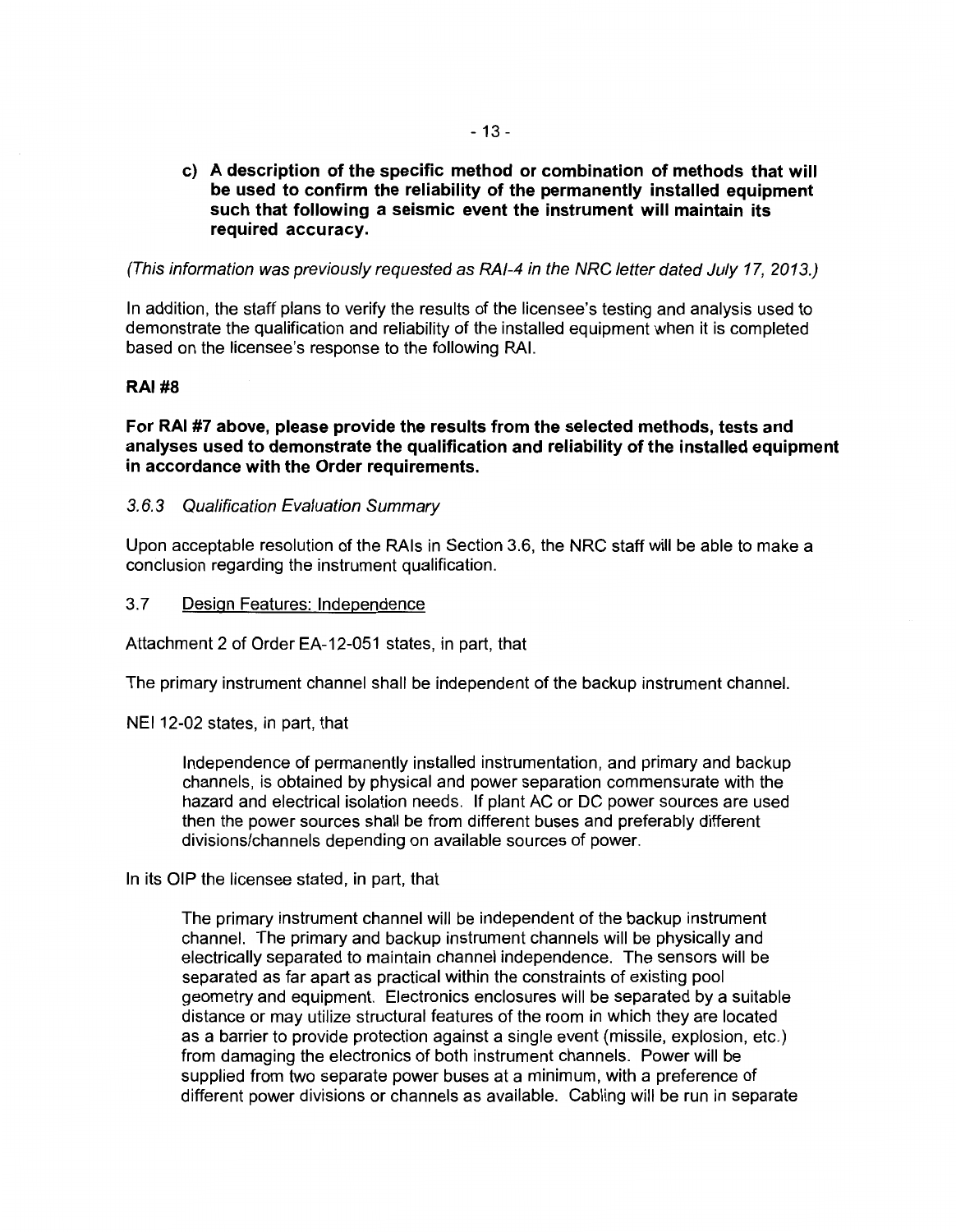**c) A description of the specific method or combination of methods that will be used to confirm the reliability of the permanently installed equipment such that following a seismic event the instrument will maintain its required accuracy.**

*(This information was previously requested as RAI-4 in the NRC letter dated July 17, 2013.)*

In addition, the staff plans to verify the results of the licensee's testing and analysis used to demonstrate the qualification and reliability of the installed equipment when it is completed based on the licensee's response to the following RAI.

**RAI #8**

**For RAI #7 above, please provide the results from the selected methods, tests and analyses used to demonstrate the qualification and reliability of the installed equipment in accordance with the Order requirements.**

*3.6.3 Qualification Evaluation Summary*

Upon acceptable resolution of the RAIs in Section 3.6, the NRC staff will be able to make a conclusion regarding the instrument qualification.

3.7 Design Features: Independence

Attachment 2 of Order EA-12-051 states, in part, that

The primary instrument channel shall be independent of the backup instrument channel.

NEI 12-02 states, in part, that

> Independence of permanently installed instrumentation, and primary and backup channels, is obtained by physical and power separation commensurate with the hazard and electrical isolation needs. If plant AC or DC power sources are used then the power sources shall be from different buses and preferably different divisions/channels depending on available sources of power.

In its OIP the licensee stated, in part, that

> The primary instrument channel will be independent of the backup instrument channel. The primary and backup instrument channels will be physically and electrically separated to maintain channel independence. The sensors will be separated as far apart as practical within the constraints of existing pool geometry and equipment. Electronics enclosures will be separated by a suitable distance or may utilize structural features of the room in which they are located as a barrier to provide protection against a single event (missile, explosion, etc.) from damaging the electronics of both instrument channels. Power will be supplied from two separate power buses at a minimum, with a preference of different power divisions or channels as available. Cabling will be run in separate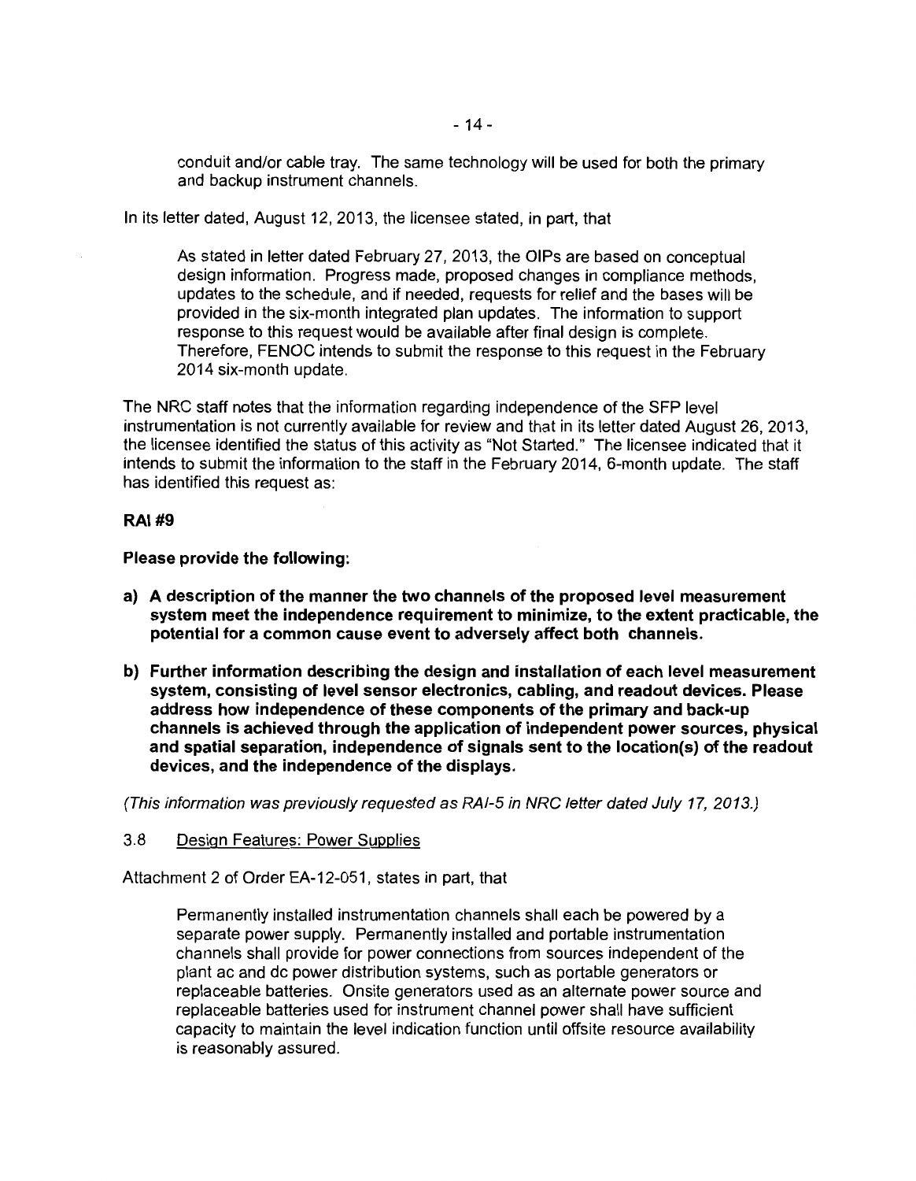conduit and/or cable tray. The same technology will be used for both the primary and backup instrument channels.

In its letter dated, August 12, 2013, the licensee stated, in part, that

> As stated in letter dated February 27, 2013, the OIPs are based on conceptual design information. Progress made, proposed changes in compliance methods, updates to the schedule, and if needed, requests for relief and the bases will be provided in the six-month integrated plan updates. The information to support response to this request would be available after final design is complete. Therefore, FENOC intends to submit the response to this request in the February 2014 six-month update.

The NRC staff notes that the information regarding independence of the SFP level instrumentation is not currently available for review and that in its letter dated August 26, 2013, the licensee identified the status of this activity as "Not Started." The licensee indicated that it intends to submit the information to the staff in the February 2014, 6-month update. The staff has identified this request as:

**RAI #9**

**Please provide the following:**

**a) A description of the manner the two channels of the proposed level measurement system meet the independence requirement to minimize, to the extent practicable, the potential for a common cause event to adversely affect both channels.**

**b) Further information describing the design and installation of each level measurement system, consisting of level sensor electronics, cabling, and readout devices. Please address how independence of these components of the primary and back-up channels is achieved through the application of independent power sources, physical and spatial separation, independence of signals sent to the location(s) of the readout devices, and the independence of the displays.**

*(This information was previously requested as RAI-5 in NRC letter dated July 17, 2013.)*

3.8 Design Features: Power Supplies

Attachment 2 of Order EA-12-051, states in part, that

> Permanently installed instrumentation channels shall each be powered by a separate power supply. Permanently installed and portable instrumentation channels shall provide for power connections from sources independent of the plant ac and dc power distribution systems, such as portable generators or replaceable batteries. Onsite generators used as an alternate power source and replaceable batteries used for instrument channel power shall have sufficient capacity to maintain the level indication function until offsite resource availability is reasonably assured.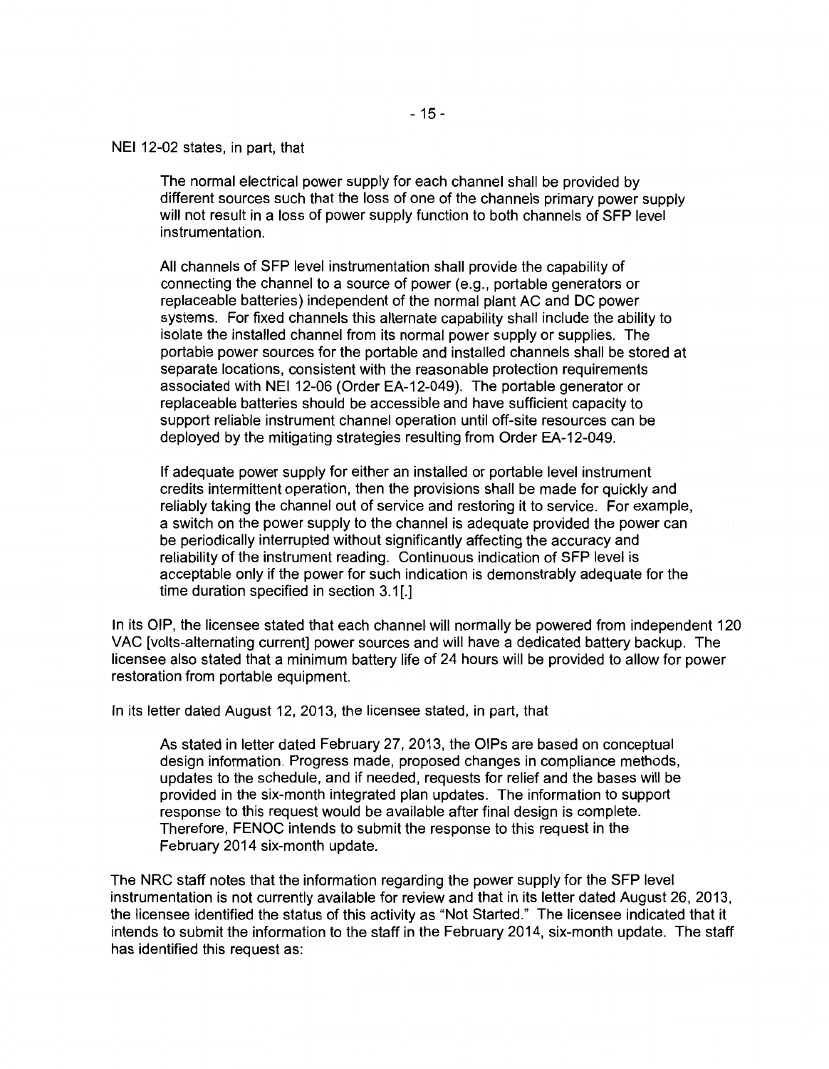NEI 12-02 states, in part, that

> The normal electrical power supply for each channel shall be provided by different sources such that the loss of one of the channels primary power supply will not result in a loss of power supply function to both channels of SFP level instrumentation.
>
> All channels of SFP level instrumentation shall provide the capability of connecting the channel to a source of power (e.g., portable generators or replaceable batteries) independent of the normal plant AC and DC power systems. For fixed channels this alternate capability shall include the ability to isolate the installed channel from its normal power supply or supplies. The portable power sources for the portable and installed channels shall be stored at separate locations, consistent with the reasonable protection requirements associated with NEI 12-06 (Order EA-12-049). The portable generator or replaceable batteries should be accessible and have sufficient capacity to support reliable instrument channel operation until off-site resources can be deployed by the mitigating strategies resulting from Order EA-12-049.
>
> If adequate power supply for either an installed or portable level instrument credits intermittent operation, then the provisions shall be made for quickly and reliably taking the channel out of service and restoring it to service. For example, a switch on the power supply to the channel is adequate provided the power can be periodically interrupted without significantly affecting the accuracy and reliability of the instrument reading. Continuous indication of SFP level is acceptable only if the power for such indication is demonstrably adequate for the time duration specified in section 3.1[.]

In its OIP, the licensee stated that each channel will normally be powered from independent 120 VAC [volts-alternating current] power sources and will have a dedicated battery backup. The licensee also stated that a minimum battery life of 24 hours will be provided to allow for power restoration from portable equipment.

In its letter dated August 12, 2013, the licensee stated, in part, that

> As stated in letter dated February 27, 2013, the OIPs are based on conceptual design information. Progress made, proposed changes in compliance methods, updates to the schedule, and if needed, requests for relief and the bases will be provided in the six-month integrated plan updates. The information to support response to this request would be available after final design is complete. Therefore, FENOC intends to submit the response to this request in the February 2014 six-month update.

The NRC staff notes that the information regarding the power supply for the SFP level instrumentation is not currently available for review and that in its letter dated August 26, 2013, the licensee identified the status of this activity as "Not Started." The licensee indicated that it intends to submit the information to the staff in the February 2014, six-month update. The staff has identified this request as: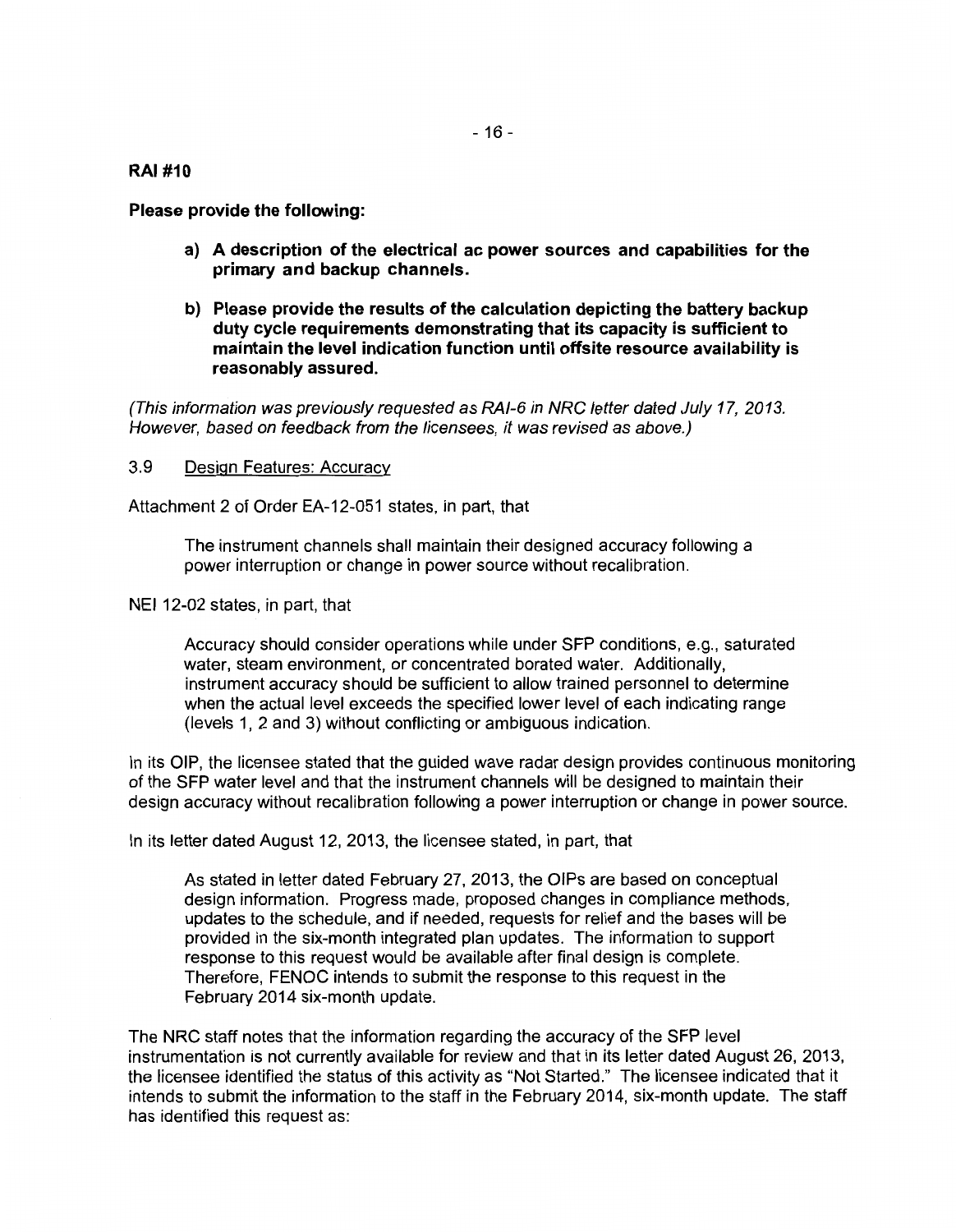**RAI #10**

**Please provide the following:**

> **a) A description of the electrical ac power sources and capabilities for the primary and backup channels.**
>
> **b) Please provide the results of the calculation depicting the battery backup duty cycle requirements demonstrating that its capacity is sufficient to maintain the level indication function until offsite resource availability is reasonably assured.**

*(This information was previously requested as RAI-6 in NRC letter dated July 17, 2013. However, based on feedback from the licensees, it was revised as above.)*

3.9 Design Features: Accuracy

Attachment 2 of Order EA-12-051 states, in part, that

> The instrument channels shall maintain their designed accuracy following a power interruption or change in power source without recalibration.

NEI 12-02 states, in part, that

> Accuracy should consider operations while under SFP conditions, e.g., saturated water, steam environment, or concentrated borated water. Additionally, instrument accuracy should be sufficient to allow trained personnel to determine when the actual level exceeds the specified lower level of each indicating range (levels 1, 2 and 3) without conflicting or ambiguous indication.

In its OIP, the licensee stated that the guided wave radar design provides continuous monitoring of the SFP water level and that the instrument channels will be designed to maintain their design accuracy without recalibration following a power interruption or change in power source.

In its letter dated August 12, 2013, the licensee stated, in part, that

> As stated in letter dated February 27, 2013, the OIPs are based on conceptual design information. Progress made, proposed changes in compliance methods, updates to the schedule, and if needed, requests for relief and the bases will be provided in the six-month integrated plan updates. The information to support response to this request would be available after final design is complete. Therefore, FENOC intends to submit the response to this request in the February 2014 six-month update.

The NRC staff notes that the information regarding the accuracy of the SFP level instrumentation is not currently available for review and that in its letter dated August 26, 2013, the licensee identified the status of this activity as "Not Started." The licensee indicated that it intends to submit the information to the staff in the February 2014, six-month update. The staff has identified this request as: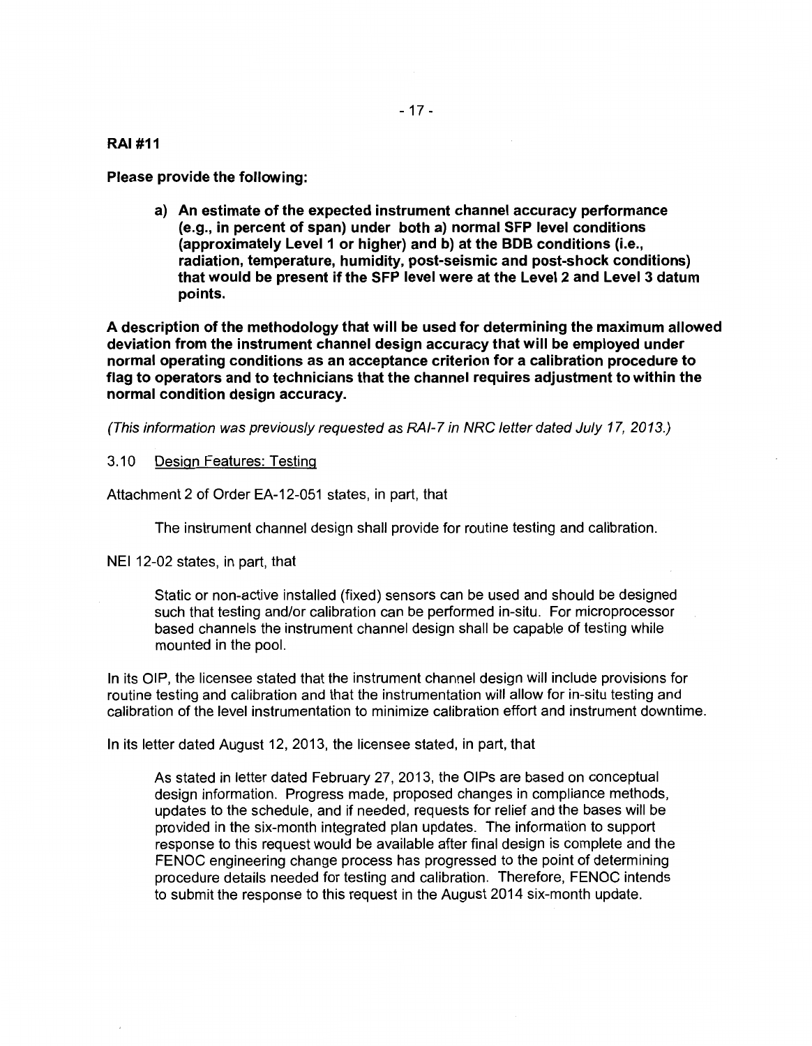**RAI #11**

**Please provide the following:**

> **a) An estimate of the expected instrument channel accuracy performance (e.g., in percent of span) under both a) normal SFP level conditions (approximately Level 1 or higher) and b) at the BDB conditions (i.e., radiation, temperature, humidity, post-seismic and post-shock conditions) that would be present if the SFP level were at the Level 2 and Level 3 datum points.**

**A description of the methodology that will be used for determining the maximum allowed deviation from the instrument channel design accuracy that will be employed under normal operating conditions as an acceptance criterion for a calibration procedure to flag to operators and to technicians that the channel requires adjustment to within the normal condition design accuracy.**

*(This information was previously requested as RAI-7 in NRC letter dated July 17, 2013.)*

3.10 Design Features: Testing

Attachment 2 of Order EA-12-051 states, in part, that

> The instrument channel design shall provide for routine testing and calibration.

NEI 12-02 states, in part, that

> Static or non-active installed (fixed) sensors can be used and should be designed such that testing and/or calibration can be performed in-situ. For microprocessor based channels the instrument channel design shall be capable of testing while mounted in the pool.

In its OIP, the licensee stated that the instrument channel design will include provisions for routine testing and calibration and that the instrumentation will allow for in-situ testing and calibration of the level instrumentation to minimize calibration effort and instrument downtime.

In its letter dated August 12, 2013, the licensee stated, in part, that

> As stated in letter dated February 27, 2013, the OIPs are based on conceptual design information. Progress made, proposed changes in compliance methods, updates to the schedule, and if needed, requests for relief and the bases will be provided in the six-month integrated plan updates. The information to support response to this request would be available after final design is complete and the FENOC engineering change process has progressed to the point of determining procedure details needed for testing and calibration. Therefore, FENOC intends to submit the response to this request in the August 2014 six-month update.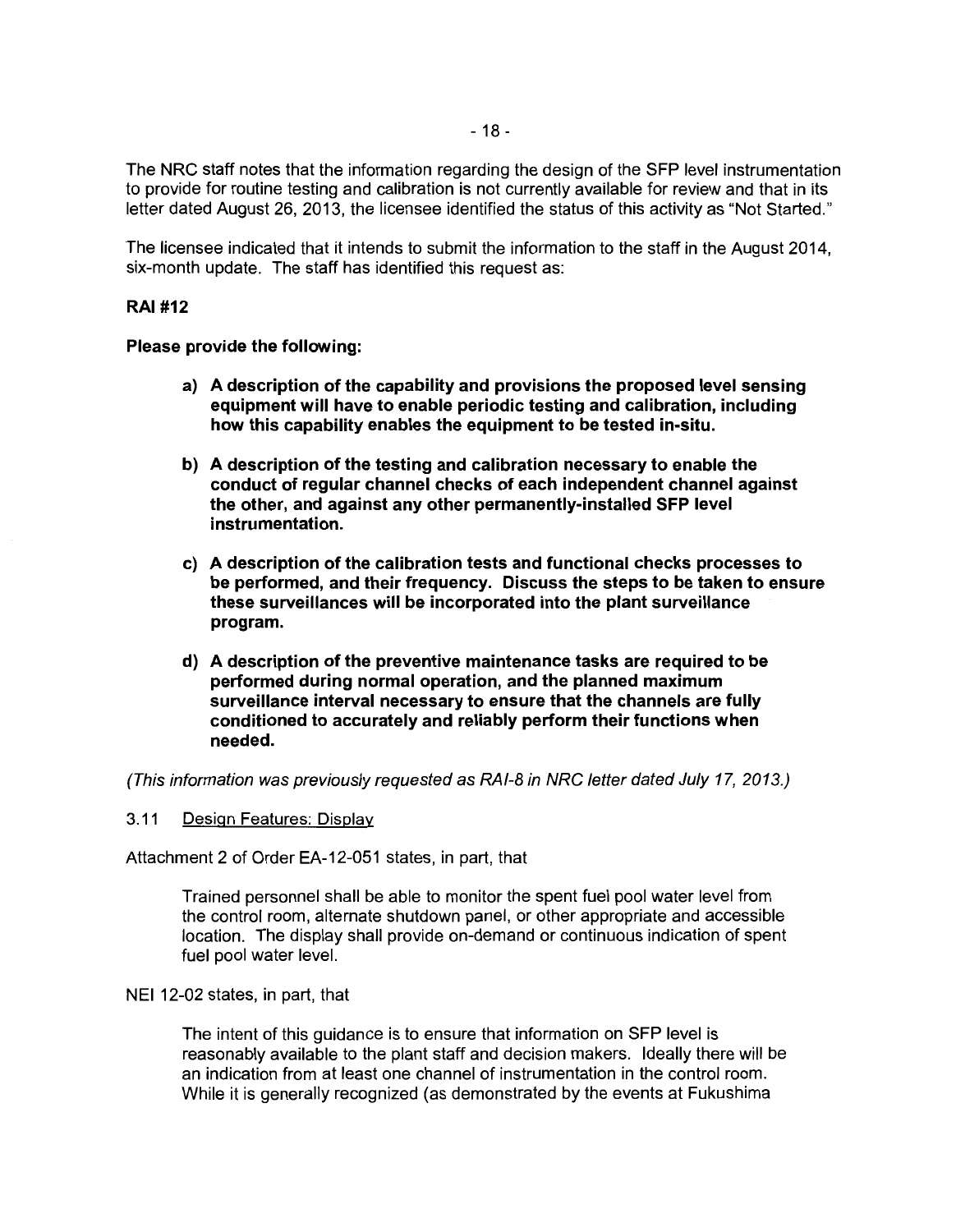The NRC staff notes that the information regarding the design of the SFP level instrumentation to provide for routine testing and calibration is not currently available for review and that in its letter dated August 26, 2013, the licensee identified the status of this activity as "Not Started."

The licensee indicated that it intends to submit the information to the staff in the August 2014, six-month update. The staff has identified this request as:

**RAI #12**

**Please provide the following:**

> **a) A description of the capability and provisions the proposed level sensing equipment will have to enable periodic testing and calibration, including how this capability enables the equipment to be tested in-situ.**
>
> **b) A description of the testing and calibration necessary to enable the conduct of regular channel checks of each independent channel against the other, and against any other permanently-installed SFP level instrumentation.**
>
> **c) A description of the calibration tests and functional checks processes to be performed, and their frequency. Discuss the steps to be taken to ensure these surveillances will be incorporated into the plant surveillance program.**
>
> **d) A description of the preventive maintenance tasks are required to be performed during normal operation, and the planned maximum surveillance interval necessary to ensure that the channels are fully conditioned to accurately and reliably perform their functions when needed.**

*(This information was previously requested as RAI-8 in NRC letter dated July 17, 2013.)*

### 3.11 Design Features: Display

Attachment 2 of Order EA-12-051 states, in part, that

> Trained personnel shall be able to monitor the spent fuel pool water level from the control room, alternate shutdown panel, or other appropriate and accessible location. The display shall provide on-demand or continuous indication of spent fuel pool water level.

NEI 12-02 states, in part, that

> The intent of this guidance is to ensure that information on SFP level is reasonably available to the plant staff and decision makers. Ideally there will be an indication from at least one channel of instrumentation in the control room. While it is generally recognized (as demonstrated by the events at Fukushima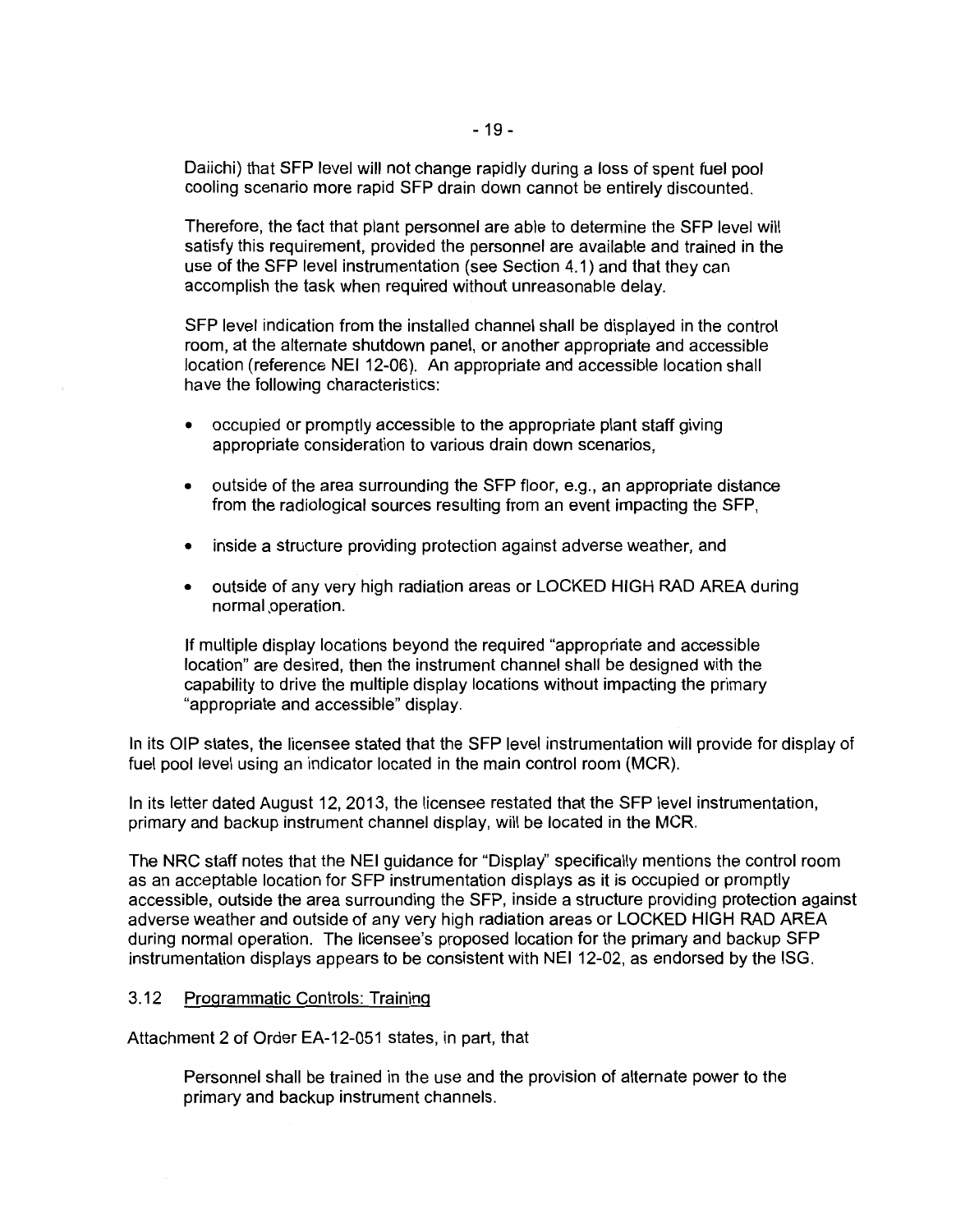Daiichi) that SFP level will not change rapidly during a loss of spent fuel pool cooling scenario more rapid SFP drain down cannot be entirely discounted.

> Therefore, the fact that plant personnel are able to determine the SFP level will satisfy this requirement, provided the personnel are available and trained in the use of the SFP level instrumentation (see Section 4.1) and that they can accomplish the task when required without unreasonable delay.
>
> SFP level indication from the installed channel shall be displayed in the control room, at the alternate shutdown panel, or another appropriate and accessible location (reference NEI 12-06). An appropriate and accessible location shall have the following characteristics:
>
> - occupied or promptly accessible to the appropriate plant staff giving appropriate consideration to various drain down scenarios,
> - outside of the area surrounding the SFP floor, e.g., an appropriate distance from the radiological sources resulting from an event impacting the SFP,
> - inside a structure providing protection against adverse weather, and
> - outside of any very high radiation areas or LOCKED HIGH RAD AREA during normal operation.
>
> If multiple display locations beyond the required "appropriate and accessible location" are desired, then the instrument channel shall be designed with the capability to drive the multiple display locations without impacting the primary "appropriate and accessible" display.

In its OIP states, the licensee stated that the SFP level instrumentation will provide for display of fuel pool level using an indicator located in the main control room (MCR).

In its letter dated August 12, 2013, the licensee restated that the SFP level instrumentation, primary and backup instrument channel display, will be located in the MCR.

The NRC staff notes that the NEI guidance for "Display" specifically mentions the control room as an acceptable location for SFP instrumentation displays as it is occupied or promptly accessible, outside the area surrounding the SFP, inside a structure providing protection against adverse weather and outside of any very high radiation areas or LOCKED HIGH RAD AREA during normal operation. The licensee's proposed location for the primary and backup SFP instrumentation displays appears to be consistent with NEI 12-02, as endorsed by the ISG.

### 3.12 Programmatic Controls: Training

Attachment 2 of Order EA-12-051 states, in part, that

> Personnel shall be trained in the use and the provision of alternate power to the primary and backup instrument channels.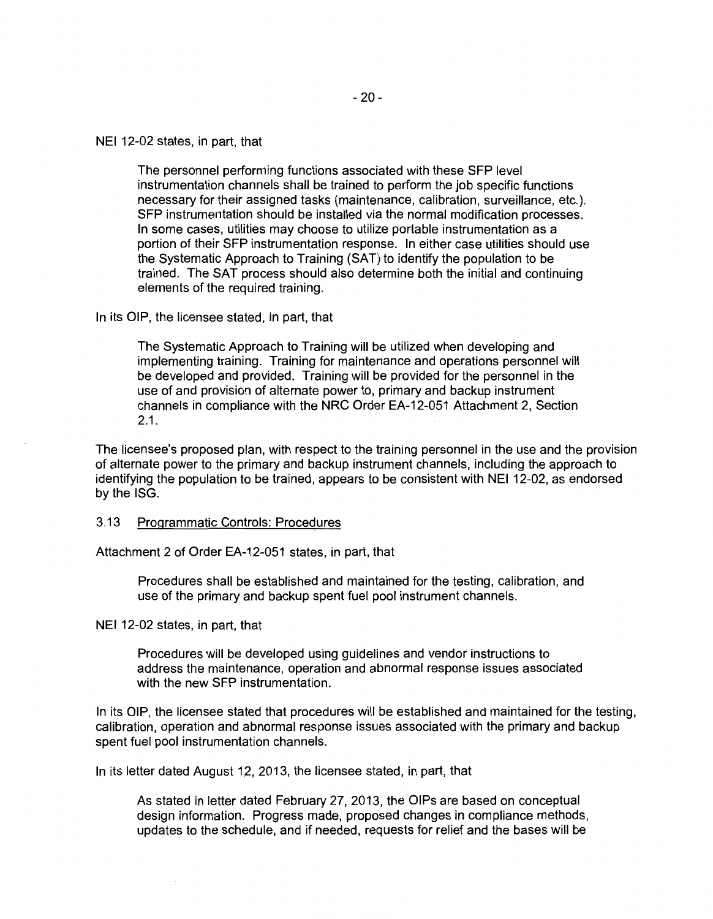NEI 12-02 states, in part, that

> The personnel performing functions associated with these SFP level instrumentation channels shall be trained to perform the job specific functions necessary for their assigned tasks (maintenance, calibration, surveillance, etc.). SFP instrumentation should be installed via the normal modification processes. In some cases, utilities may choose to utilize portable instrumentation as a portion of their SFP instrumentation response. In either case utilities should use the Systematic Approach to Training (SAT) to identify the population to be trained. The SAT process should also determine both the initial and continuing elements of the required training.

In its OIP, the licensee stated, in part, that

> The Systematic Approach to Training will be utilized when developing and implementing training. Training for maintenance and operations personnel will be developed and provided. Training will be provided for the personnel in the use of and provision of alternate power to, primary and backup instrument channels in compliance with the NRC Order EA-12-051 Attachment 2, Section 2.1.

The licensee's proposed plan, with respect to the training personnel in the use and the provision of alternate power to the primary and backup instrument channels, including the approach to identifying the population to be trained, appears to be consistent with NEI 12-02, as endorsed by the ISG.

### 3.13 Programmatic Controls: Procedures

Attachment 2 of Order EA-12-051 states, in part, that

> Procedures shall be established and maintained for the testing, calibration, and use of the primary and backup spent fuel pool instrument channels.

NEI 12-02 states, in part, that

> Procedures will be developed using guidelines and vendor instructions to address the maintenance, operation and abnormal response issues associated with the new SFP instrumentation.

In its OIP, the licensee stated that procedures will be established and maintained for the testing, calibration, operation and abnormal response issues associated with the primary and backup spent fuel pool instrumentation channels.

In its letter dated August 12, 2013, the licensee stated, in part, that

> As stated in letter dated February 27, 2013, the OIPs are based on conceptual design information. Progress made, proposed changes in compliance methods, updates to the schedule, and if needed, requests for relief and the bases will be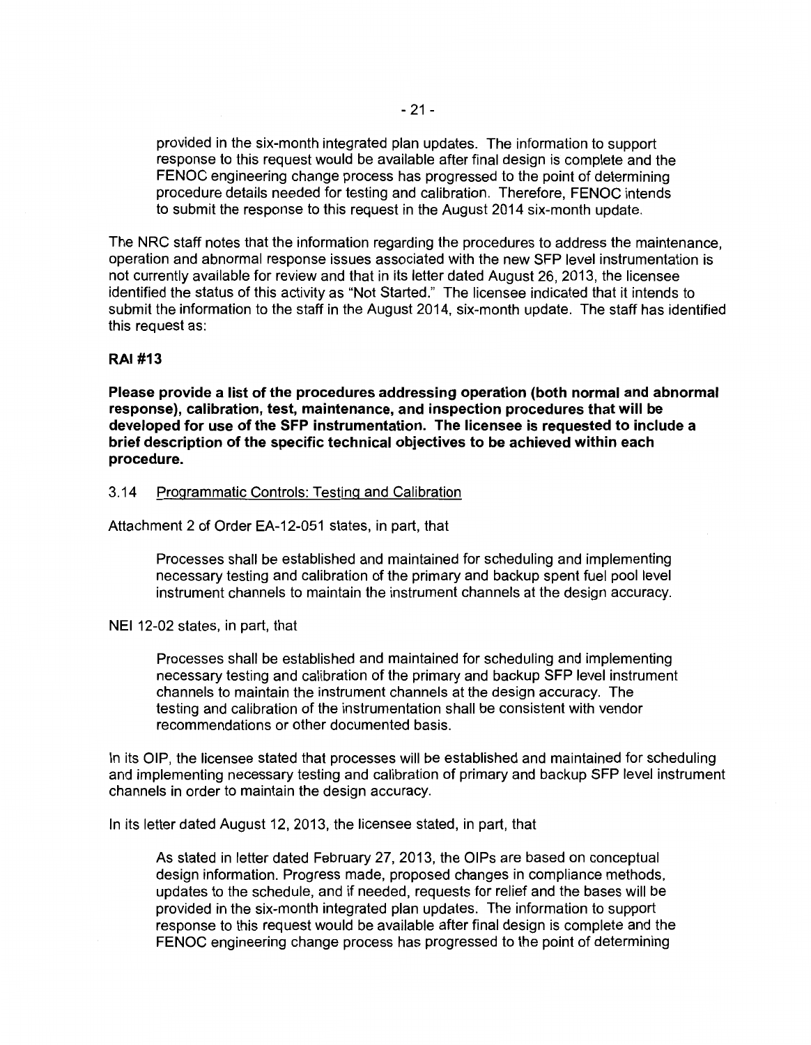provided in the six-month integrated plan updates. The information to support response to this request would be available after final design is complete and the FENOC engineering change process has progressed to the point of determining procedure details needed for testing and calibration. Therefore, FENOC intends to submit the response to this request in the August 2014 six-month update.

The NRC staff notes that the information regarding the procedures to address the maintenance, operation and abnormal response issues associated with the new SFP level instrumentation is not currently available for review and that in its letter dated August 26, 2013, the licensee identified the status of this activity as "Not Started." The licensee indicated that it intends to submit the information to the staff in the August 2014, six-month update. The staff has identified this request as:

**RAI #13**

**Please provide a list of the procedures addressing operation (both normal and abnormal response), calibration, test, maintenance, and inspection procedures that will be developed for use of the SFP instrumentation. The licensee is requested to include a brief description of the specific technical objectives to be achieved within each procedure.**

### 3.14 Programmatic Controls: Testing and Calibration

Attachment 2 of Order EA-12-051 states, in part, that

> Processes shall be established and maintained for scheduling and implementing necessary testing and calibration of the primary and backup spent fuel pool level instrument channels to maintain the instrument channels at the design accuracy.

NEI 12-02 states, in part, that

> Processes shall be established and maintained for scheduling and implementing necessary testing and calibration of the primary and backup SFP level instrument channels to maintain the instrument channels at the design accuracy. The testing and calibration of the instrumentation shall be consistent with vendor recommendations or other documented basis.

In its OIP, the licensee stated that processes will be established and maintained for scheduling and implementing necessary testing and calibration of primary and backup SFP level instrument channels in order to maintain the design accuracy.

In its letter dated August 12, 2013, the licensee stated, in part, that

> As stated in letter dated February 27, 2013, the OIPs are based on conceptual design information. Progress made, proposed changes in compliance methods, updates to the schedule, and if needed, requests for relief and the bases will be provided in the six-month integrated plan updates. The information to support response to this request would be available after final design is complete and the FENOC engineering change process has progressed to the point of determining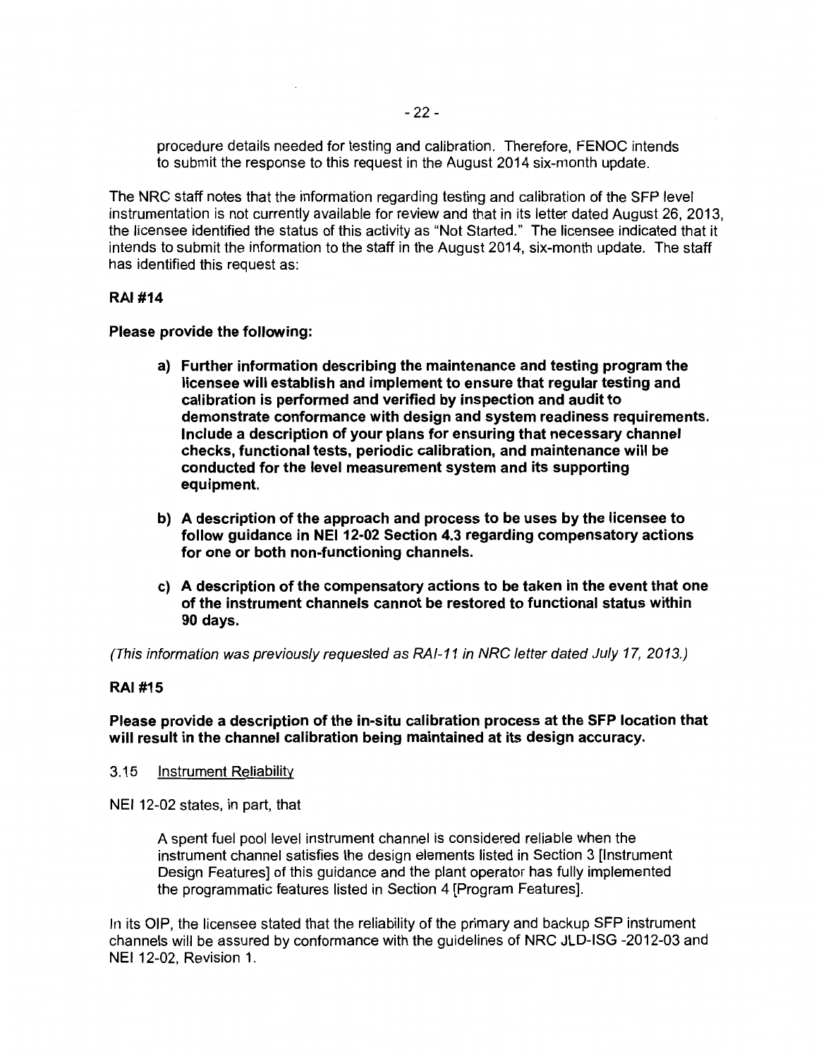procedure details needed for testing and calibration. Therefore, FENOC intends to submit the response to this request in the August 2014 six-month update.

The NRC staff notes that the information regarding testing and calibration of the SFP level instrumentation is not currently available for review and that in its letter dated August 26, 2013, the licensee identified the status of this activity as "Not Started." The licensee indicated that it intends to submit the information to the staff in the August 2014, six-month update. The staff has identified this request as:

**RAI #14**

**Please provide the following:**

**a) Further information describing the maintenance and testing program the licensee will establish and implement to ensure that regular testing and calibration is performed and verified by inspection and audit to demonstrate conformance with design and system readiness requirements. Include a description of your plans for ensuring that necessary channel checks, functional tests, periodic calibration, and maintenance will be conducted for the level measurement system and its supporting equipment.**

**b) A description of the approach and process to be uses by the licensee to follow guidance in NEI 12-02 Section 4.3 regarding compensatory actions for one or both non-functioning channels.**

**c) A description of the compensatory actions to be taken in the event that one of the instrument channels cannot be restored to functional status within 90 days.**

*(This information was previously requested as RAI-11 in NRC letter dated July 17, 2013.)*

**RAI #15**

**Please provide a description of the in-situ calibration process at the SFP location that will result in the channel calibration being maintained at its design accuracy.**

3.15 Instrument Reliability

NEI 12-02 states, in part, that

> A spent fuel pool level instrument channel is considered reliable when the instrument channel satisfies the design elements listed in Section 3 [Instrument Design Features] of this guidance and the plant operator has fully implemented the programmatic features listed in Section 4 [Program Features].

In its OIP, the licensee stated that the reliability of the primary and backup SFP instrument channels will be assured by conformance with the guidelines of NRC JLD-ISG -2012-03 and NEI 12-02, Revision 1.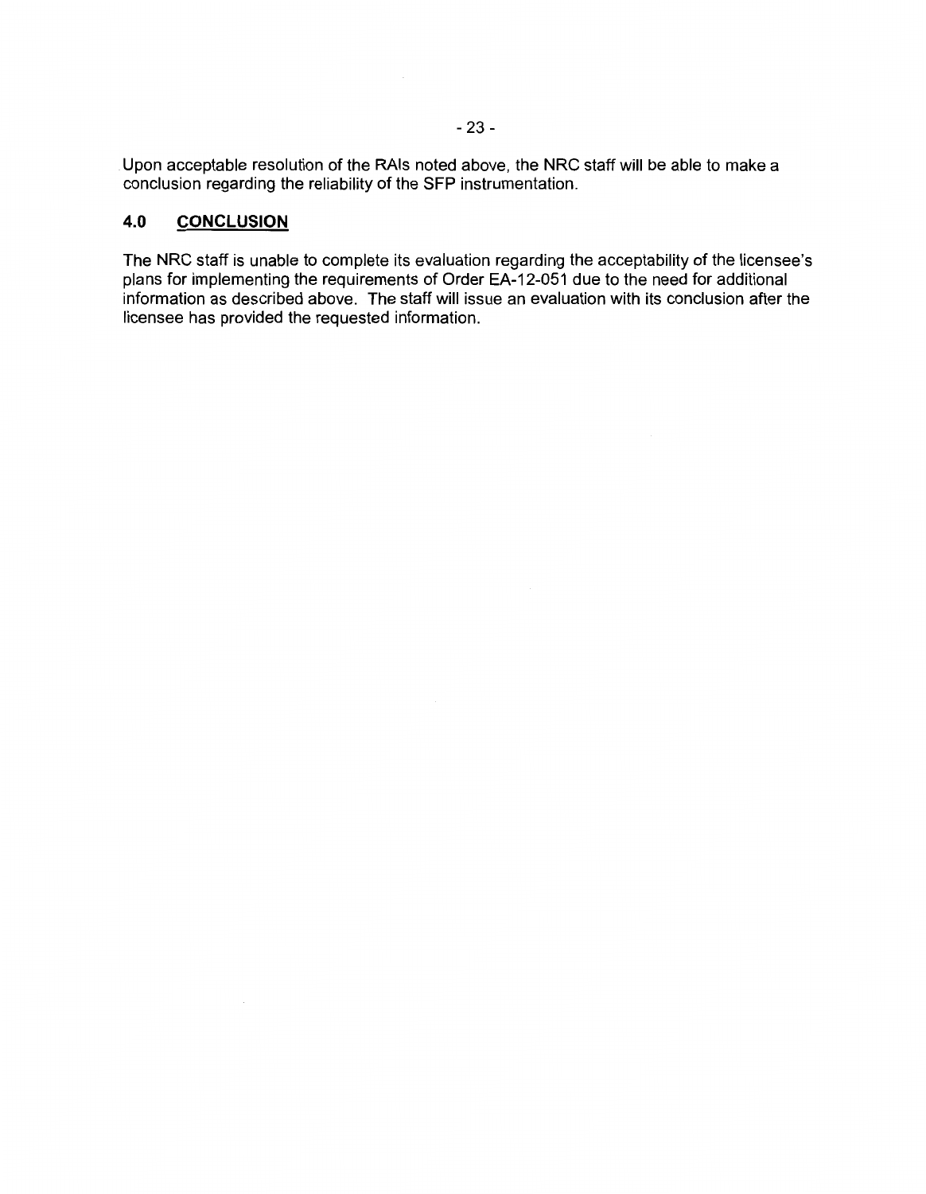Upon acceptable resolution of the RAIs noted above, the NRC staff will be able to make a conclusion regarding the reliability of the SFP instrumentation.

## 4.0 CONCLUSION

The NRC staff is unable to complete its evaluation regarding the acceptability of the licensee's plans for implementing the requirements of Order EA-12-051 due to the need for additional information as described above. The staff will issue an evaluation with its conclusion after the licensee has provided the requested information.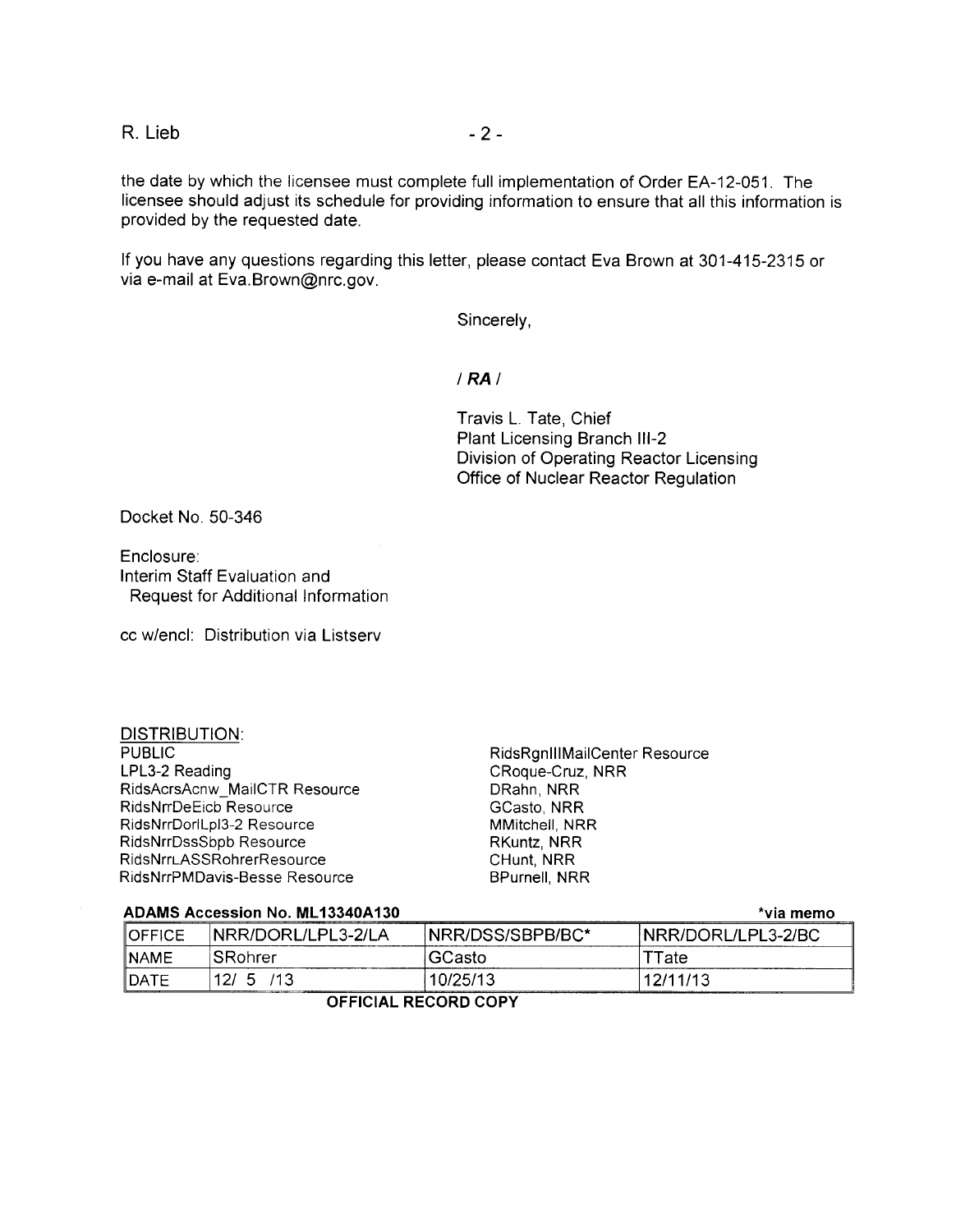the date by which the licensee must complete full implementation of Order EA-12-051. The licensee should adjust its schedule for providing information to ensure that all this information is provided by the requested date.

If you have any questions regarding this letter, please contact Eva Brown at 301-415-2315 or via e-mail at Eva.Brown@nrc.gov.

Sincerely,

*/ **RA** /*

Travis L. Tate, Chief
Plant Licensing Branch III-2
Division of Operating Reactor Licensing
Office of Nuclear Reactor Regulation

Docket No. 50-346

Enclosure:
Interim Staff Evaluation and
Request for Additional Information

cc w/encl: Distribution via Listserv

DISTRIBUTION:

PUBLIC
LPL3-2 Reading
RidsAcrsAcnw_MailCTR Resource
RidsNrrDeEicb Resource
RidsNrrDorlLpl3-2 Resource
RidsNrrDssSbpb Resource
RidsNrrLASSRohrerResource
RidsNrrPMDavis-Besse Resource
RidsRgnIIIMailCenter Resource
CRoque-Cruz, NRR
DRahn, NRR
GCasto, NRR
MMitchell, NRR
RKuntz, NRR
CHunt, NRR
BPurnell, NRR

**ADAMS Accession No. ML13340A130** **\*via memo**

| OFFICE | NRR/DORL/LPL3-2/LA | NRR/DSS/SBPB/BC* | NRR/DORL/LPL3-2/BC |
|---|---|---|---|
| NAME | SRohrer | GCasto | TTate |
| DATE | 12/ 5 /13 | 10/25/13 | 12/11/13 |

**OFFICIAL RECORD COPY**